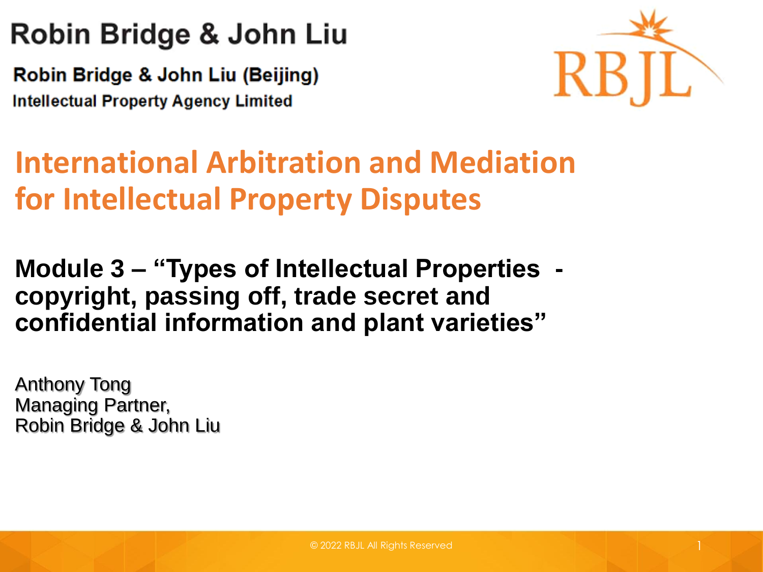Robin Bridge & John Liu

**Robin Bridge & John Liu (Beijing)**
**Intellectual Property Agency Limited**

RBJL

# International Arbitration and Mediation for Intellectual Property Disputes

## Module 3 – "Types of Intellectual Properties - copyright, passing off, trade secret and confidential information and plant varieties"

Anthony Tong
Managing Partner,
Robin Bridge & John Liu

© 2022 RBJL All Rights Reserved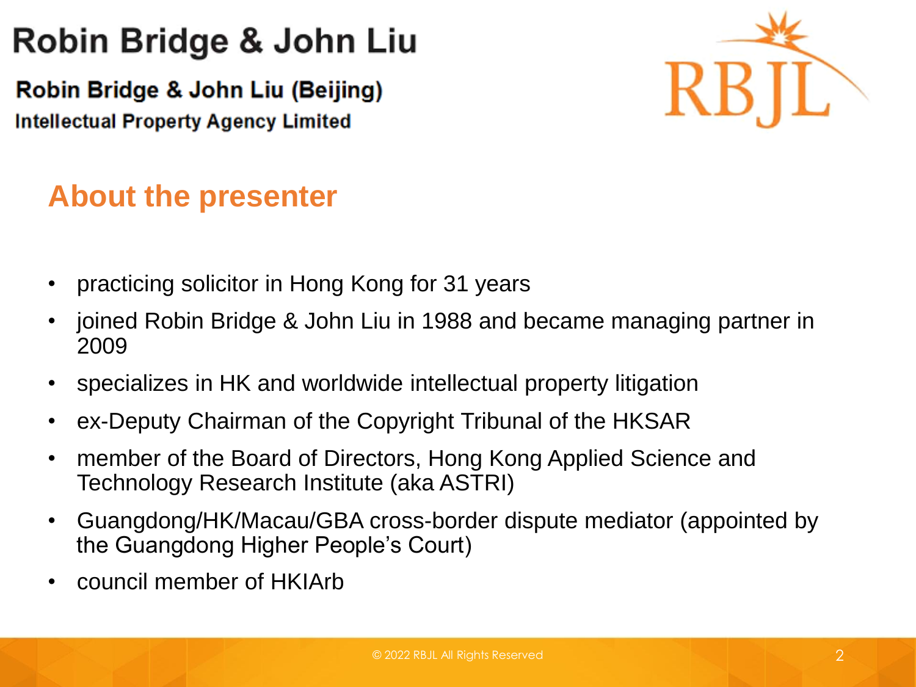# Robin Bridge & John Liu

**Robin Bridge & John Liu (Beijing)**
**Intellectual Property Agency Limited**

## About the presenter

- practicing solicitor in Hong Kong for 31 years
- joined Robin Bridge & John Liu in 1988 and became managing partner in 2009
- specializes in HK and worldwide intellectual property litigation
- ex-Deputy Chairman of the Copyright Tribunal of the HKSAR
- member of the Board of Directors, Hong Kong Applied Science and Technology Research Institute (aka ASTRI)
- Guangdong/HK/Macau/GBA cross-border dispute mediator (appointed by the Guangdong Higher People's Court)
- council member of HKIArb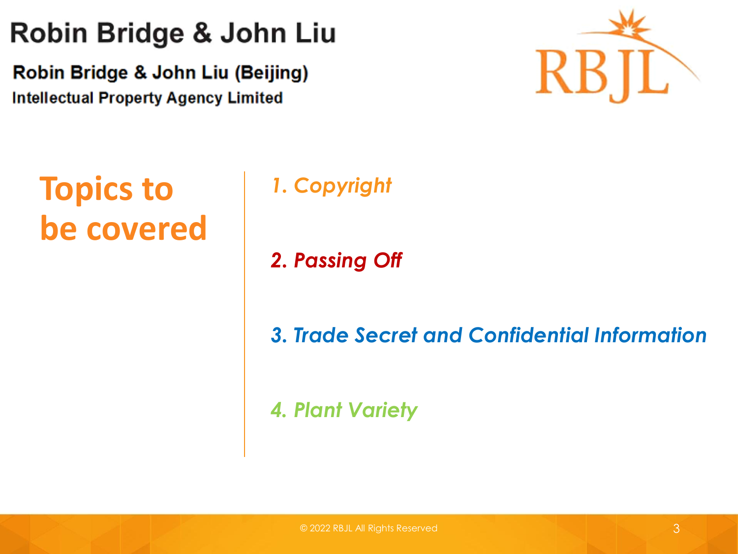# Topics to be covered

*1. Copyright*

***2. Passing Off***

***3. Trade Secret and Confidential Information***

***4. Plant Variety***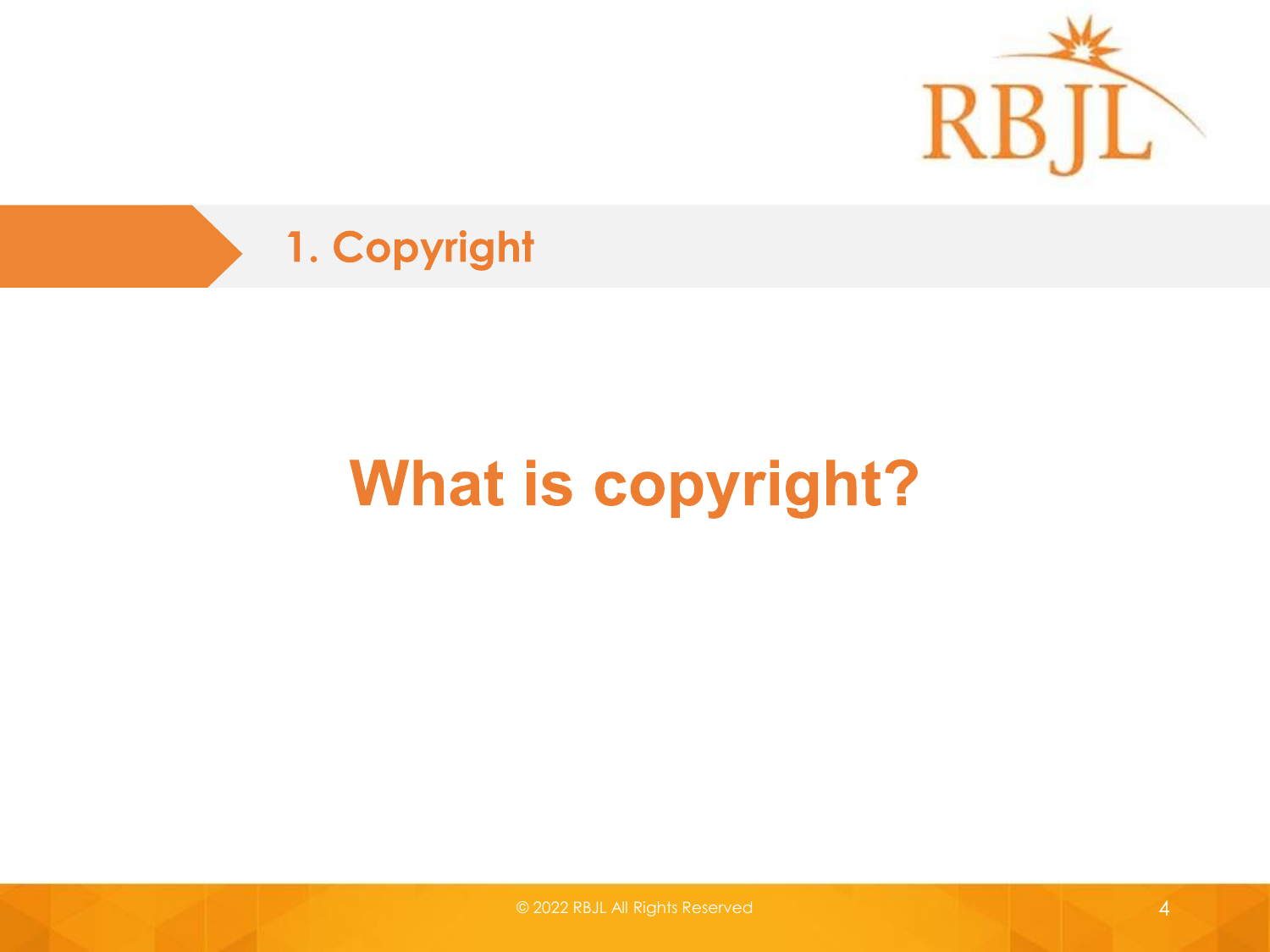## 1. Copyright

# What is copyright?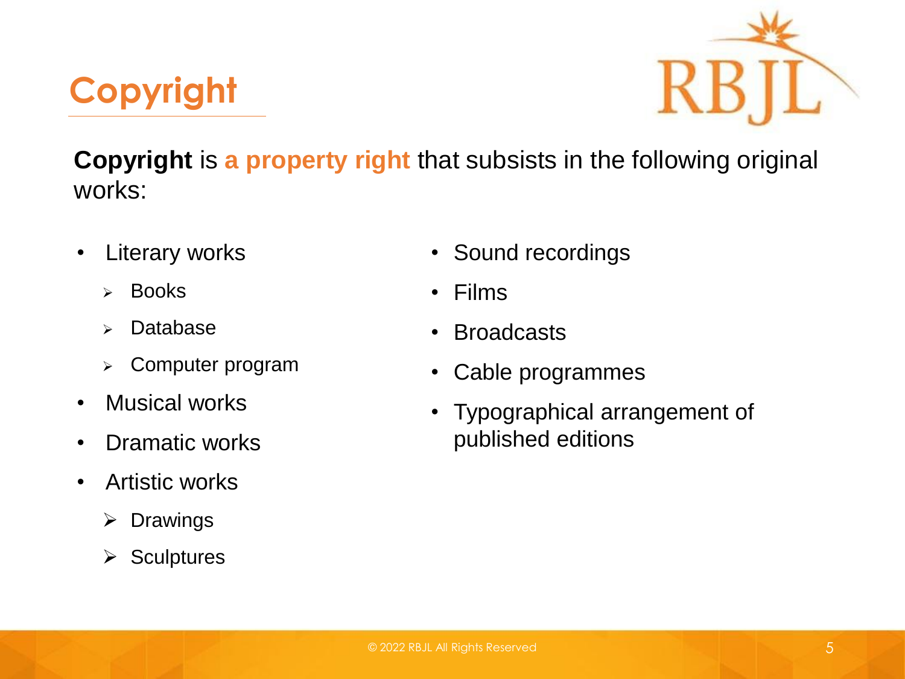# Copyright

**Copyright** is **a property right** that subsists in the following original works:

- Literary works
  - Books
  - Database
  - Computer program
- Musical works
- Dramatic works
- Artistic works
  - Drawings
  - Sculptures
- Sound recordings
- Films
- Broadcasts
- Cable programmes
- Typographical arrangement of published editions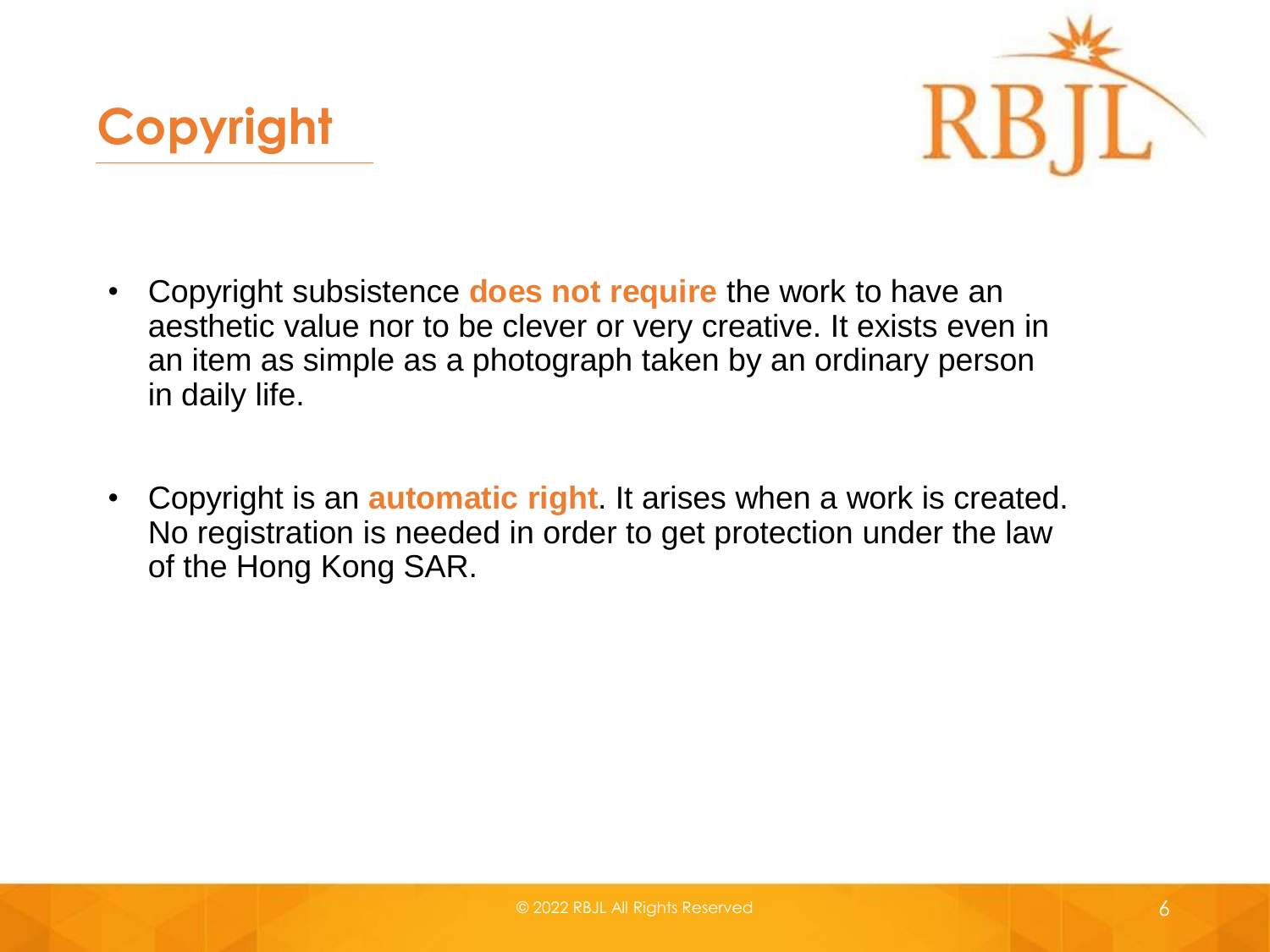# Copyright

- Copyright subsistence **does not require** the work to have an aesthetic value nor to be clever or very creative. It exists even in an item as simple as a photograph taken by an ordinary person in daily life.

- Copyright is an **automatic right**. It arises when a work is created. No registration is needed in order to get protection under the law of the Hong Kong SAR.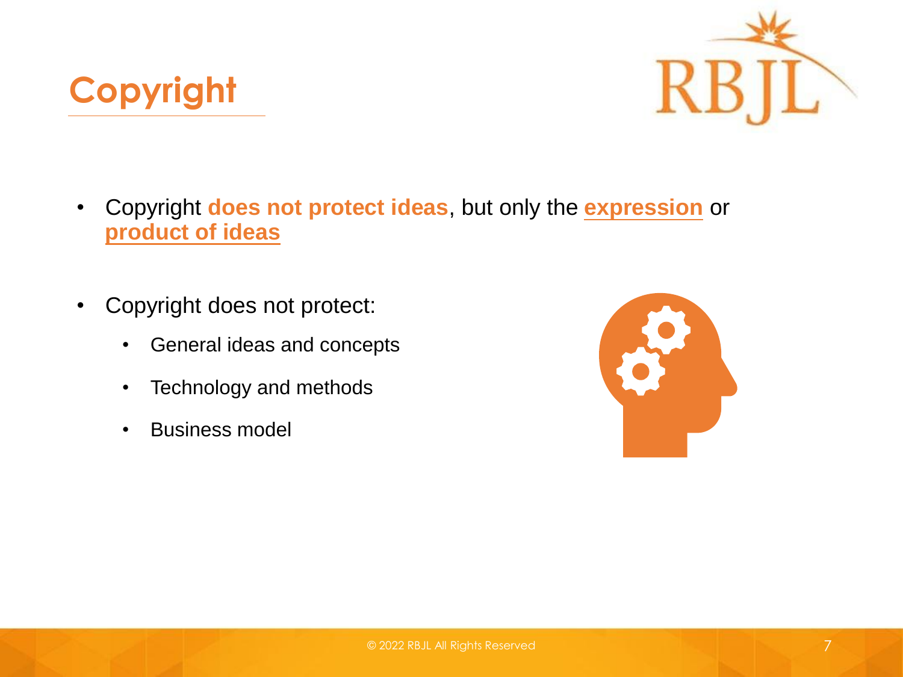# Copyright

- Copyright **does not protect ideas**, but only the **expression** or **product of ideas**

- Copyright does not protect:
  - General ideas and concepts
  - Technology and methods
  - Business model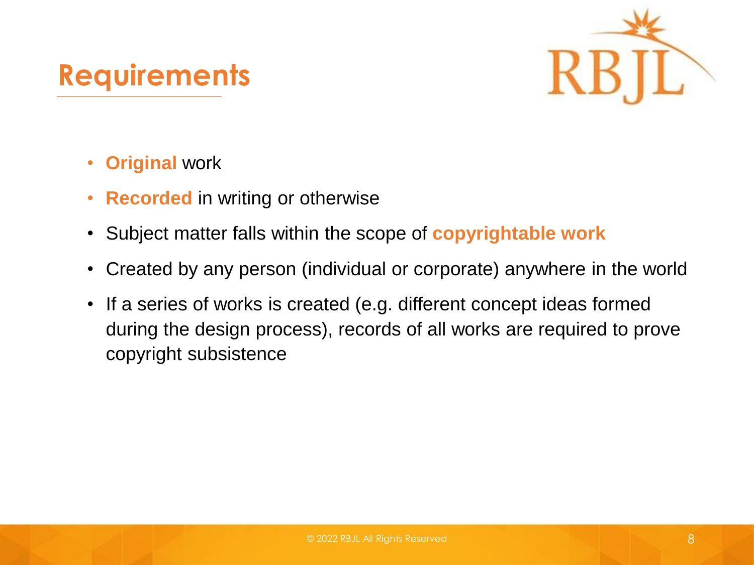# Requirements

- **Original** work
- **Recorded** in writing or otherwise
- Subject matter falls within the scope of **copyrightable work**
- Created by any person (individual or corporate) anywhere in the world
- If a series of works is created (e.g. different concept ideas formed during the design process), records of all works are required to prove copyright subsistence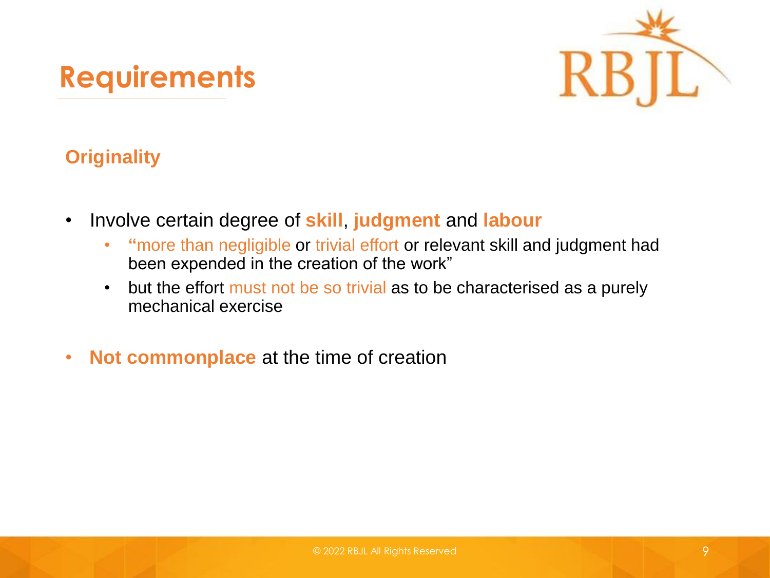# Requirements

## Originality

- Involve certain degree of **skill**, **judgment** and **labour**
  - "more than negligible or trivial effort or relevant skill and judgment had been expended in the creation of the work"
  - but the effort must not be so trivial as to be characterised as a purely mechanical exercise

- **Not commonplace** at the time of creation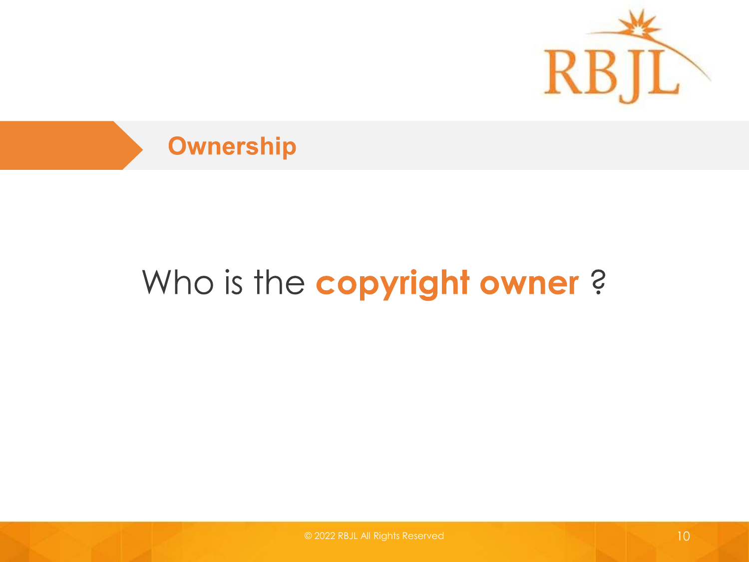## Ownership

Who is the **copyright owner** ?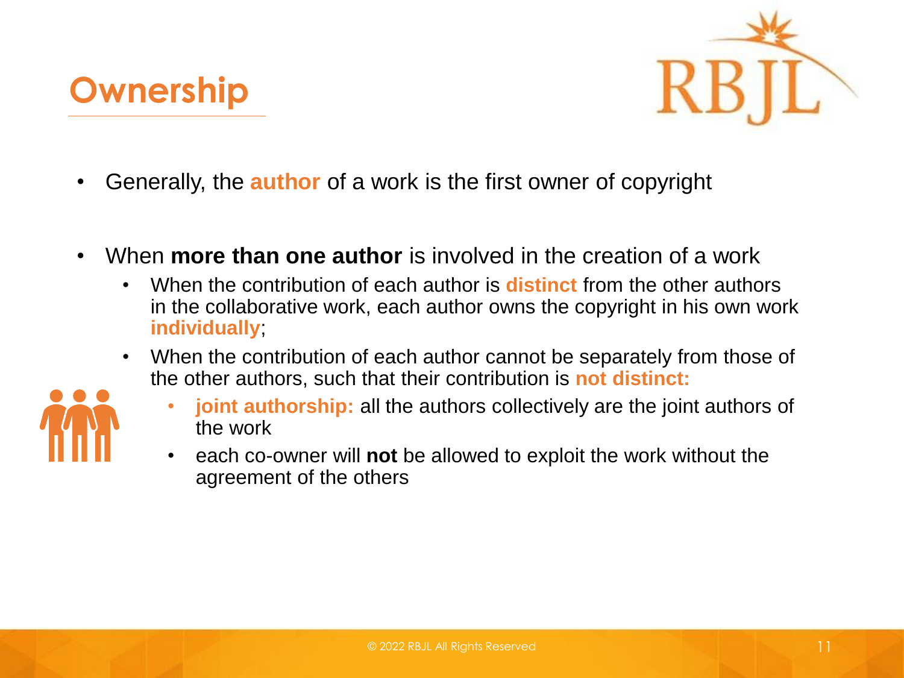# Ownership

- Generally, the **author** of a work is the first owner of copyright
- When **more than one author** is involved in the creation of a work
  - When the contribution of each author is **distinct** from the other authors in the collaborative work, each author owns the copyright in his own work **individually**;
  - When the contribution of each author cannot be separately from those of the other authors, such that their contribution is **not distinct:**
    - **joint authorship:** all the authors collectively are the joint authors of the work
    - each co-owner will **not** be allowed to exploit the work without the agreement of the others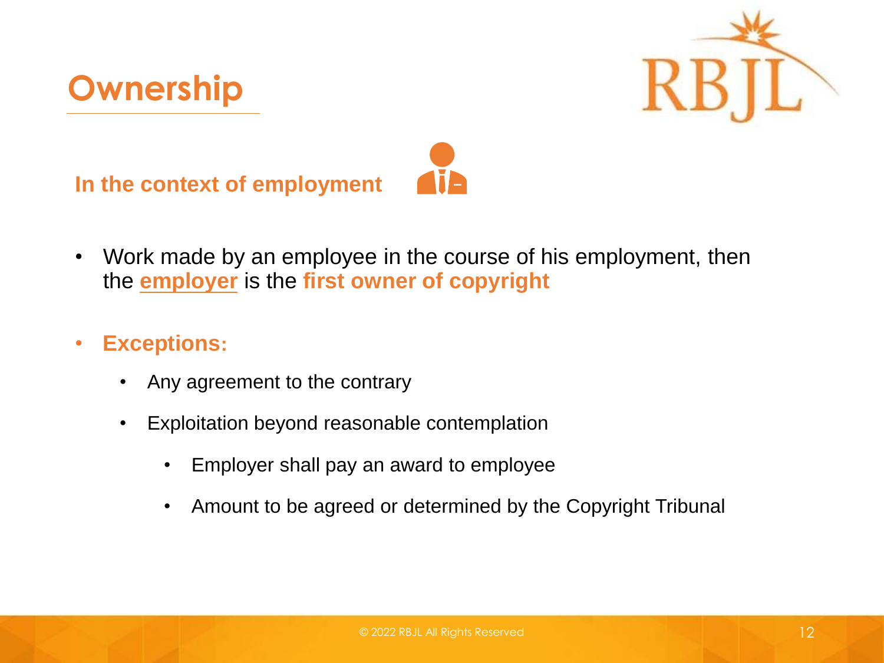# Ownership

## In the context of employment

- Work made by an employee in the course of his employment, then the **employer** is the **first owner of copyright**
- **Exceptions:**
  - Any agreement to the contrary
  - Exploitation beyond reasonable contemplation
    - Employer shall pay an award to employee
    - Amount to be agreed or determined by the Copyright Tribunal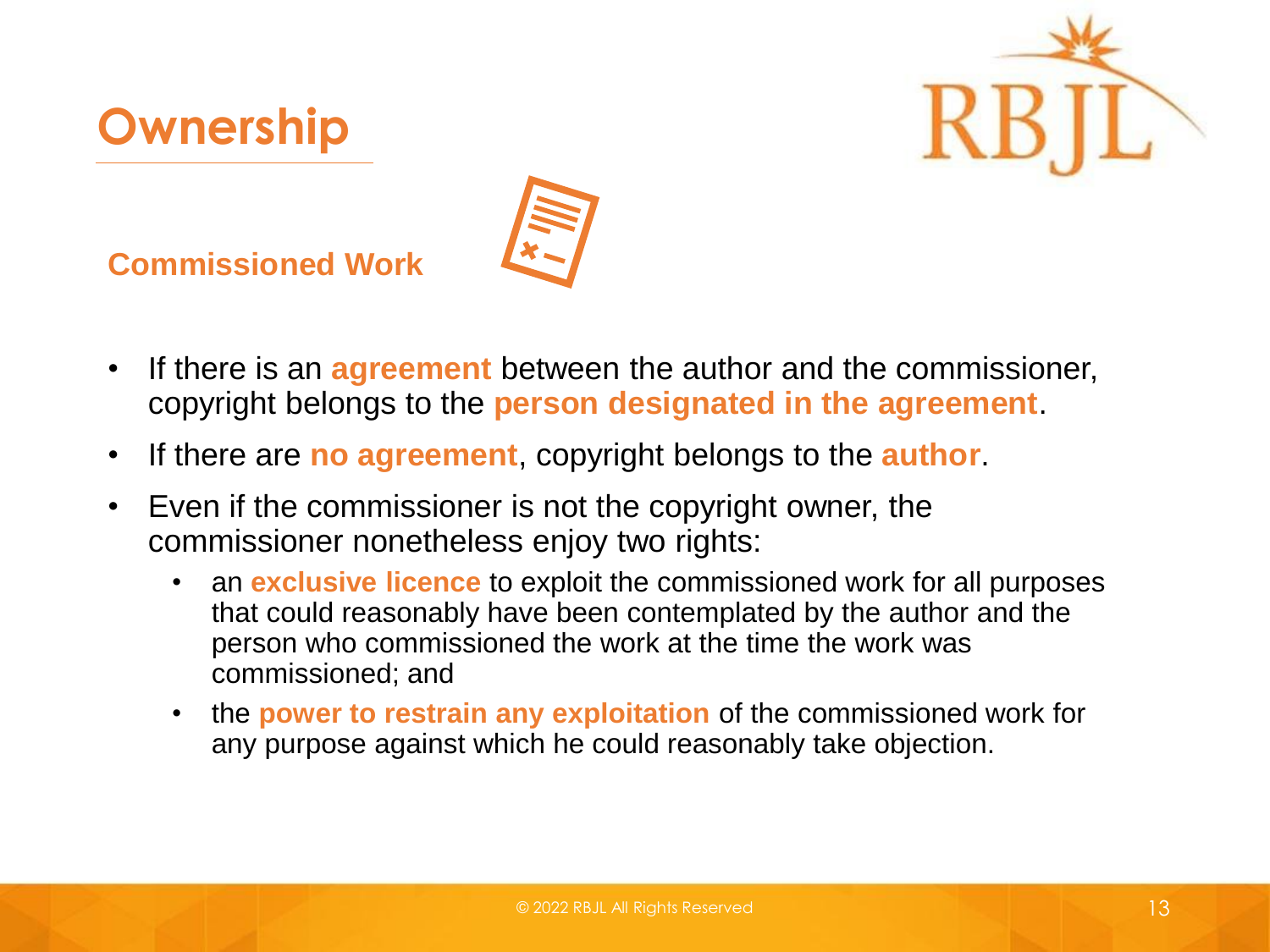# Ownership

## Commissioned Work

- If there is an **agreement** between the author and the commissioner, copyright belongs to the **person designated in the agreement**.
- If there are **no agreement**, copyright belongs to the **author**.
- Even if the commissioner is not the copyright owner, the commissioner nonetheless enjoy two rights:
  - an **exclusive licence** to exploit the commissioned work for all purposes that could reasonably have been contemplated by the author and the person who commissioned the work at the time the work was commissioned; and
  - the **power to restrain any exploitation** of the commissioned work for any purpose against which he could reasonably take objection.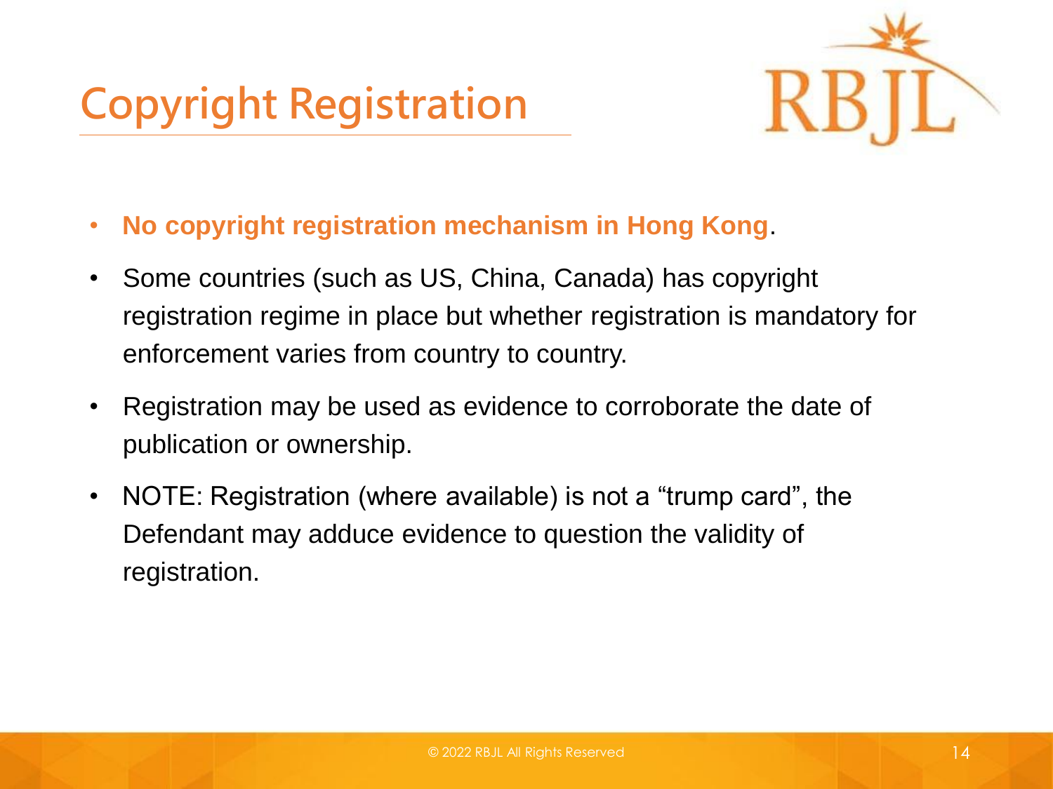# Copyright Registration

- **No copyright registration mechanism in Hong Kong**.
- Some countries (such as US, China, Canada) has copyright registration regime in place but whether registration is mandatory for enforcement varies from country to country.
- Registration may be used as evidence to corroborate the date of publication or ownership.
- NOTE: Registration (where available) is not a "trump card", the Defendant may adduce evidence to question the validity of registration.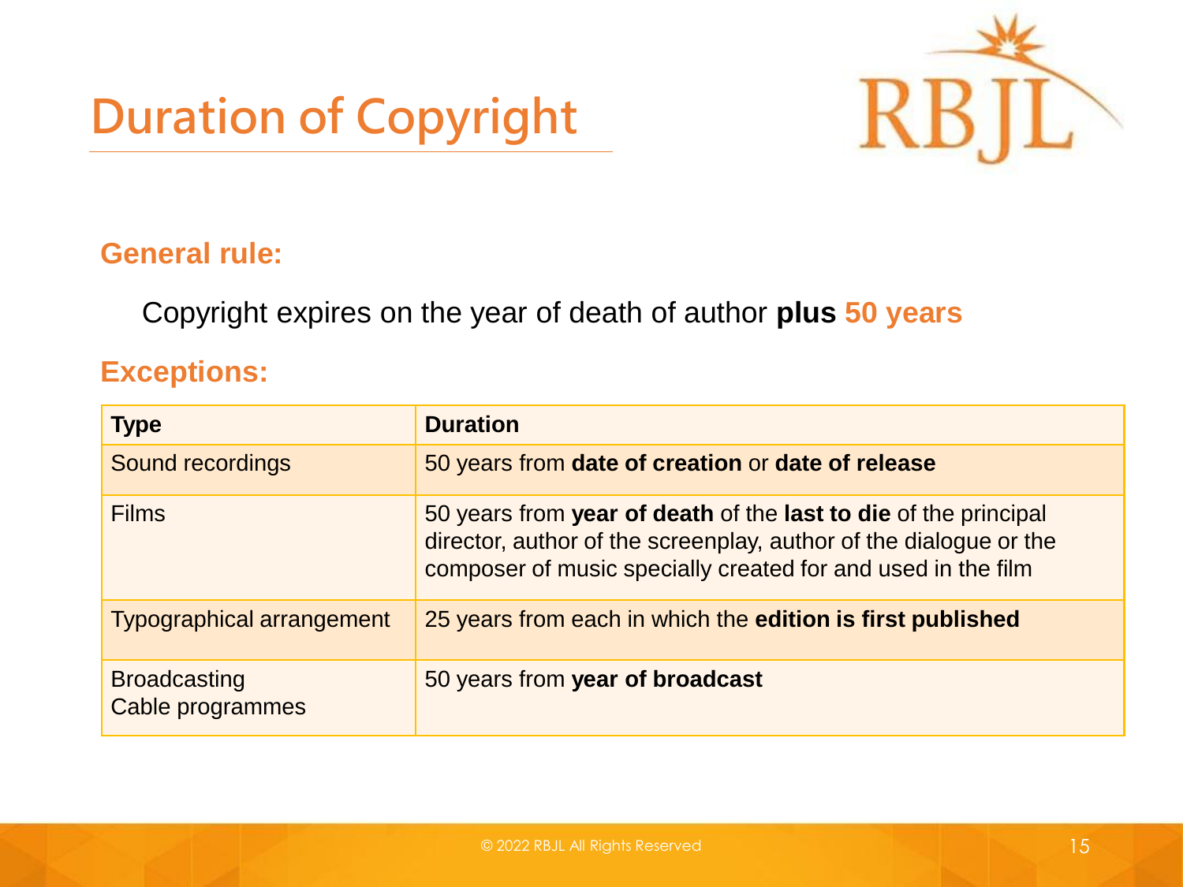# Duration of Copyright

**General rule:**

Copyright expires on the year of death of author **plus 50 years**

**Exceptions:**

| Type | Duration |
|---|---|
| Sound recordings | 50 years from **date of creation** or **date of release** |
| Films | 50 years from **year of death** of the **last to die** of the principal director, author of the screenplay, author of the dialogue or the composer of music specially created for and used in the film |
| Typographical arrangement | 25 years from each in which the **edition is first published** |
| Broadcasting<br>Cable programmes | 50 years from **year of broadcast** |

© 2022 RBJL All Rights Reserved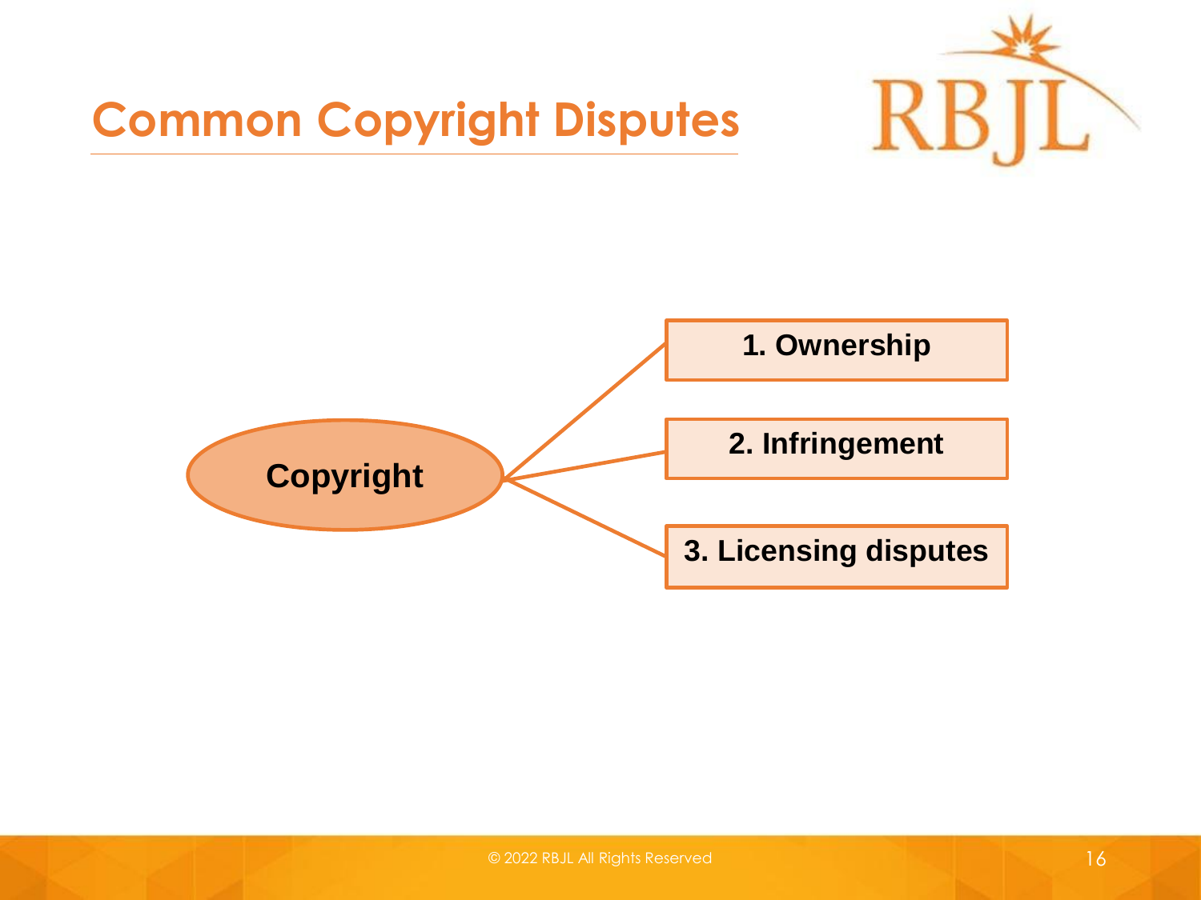# Common Copyright Disputes

**Copyright**

- **1. Ownership**
- **2. Infringement**
- **3. Licensing disputes**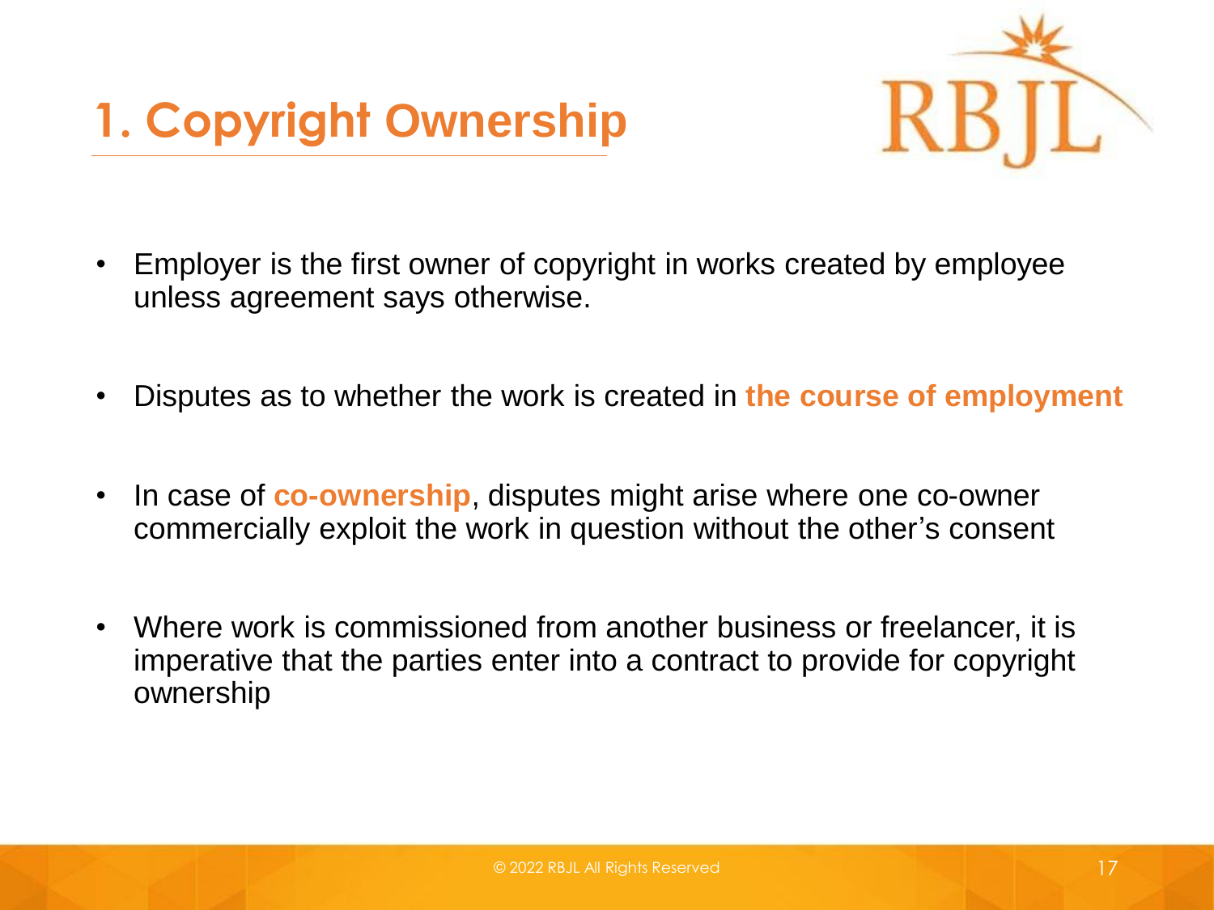# 1. Copyright Ownership

- Employer is the first owner of copyright in works created by employee unless agreement says otherwise.
- Disputes as to whether the work is created in **the course of employment**
- In case of **co-ownership**, disputes might arise where one co-owner commercially exploit the work in question without the other's consent
- Where work is commissioned from another business or freelancer, it is imperative that the parties enter into a contract to provide for copyright ownership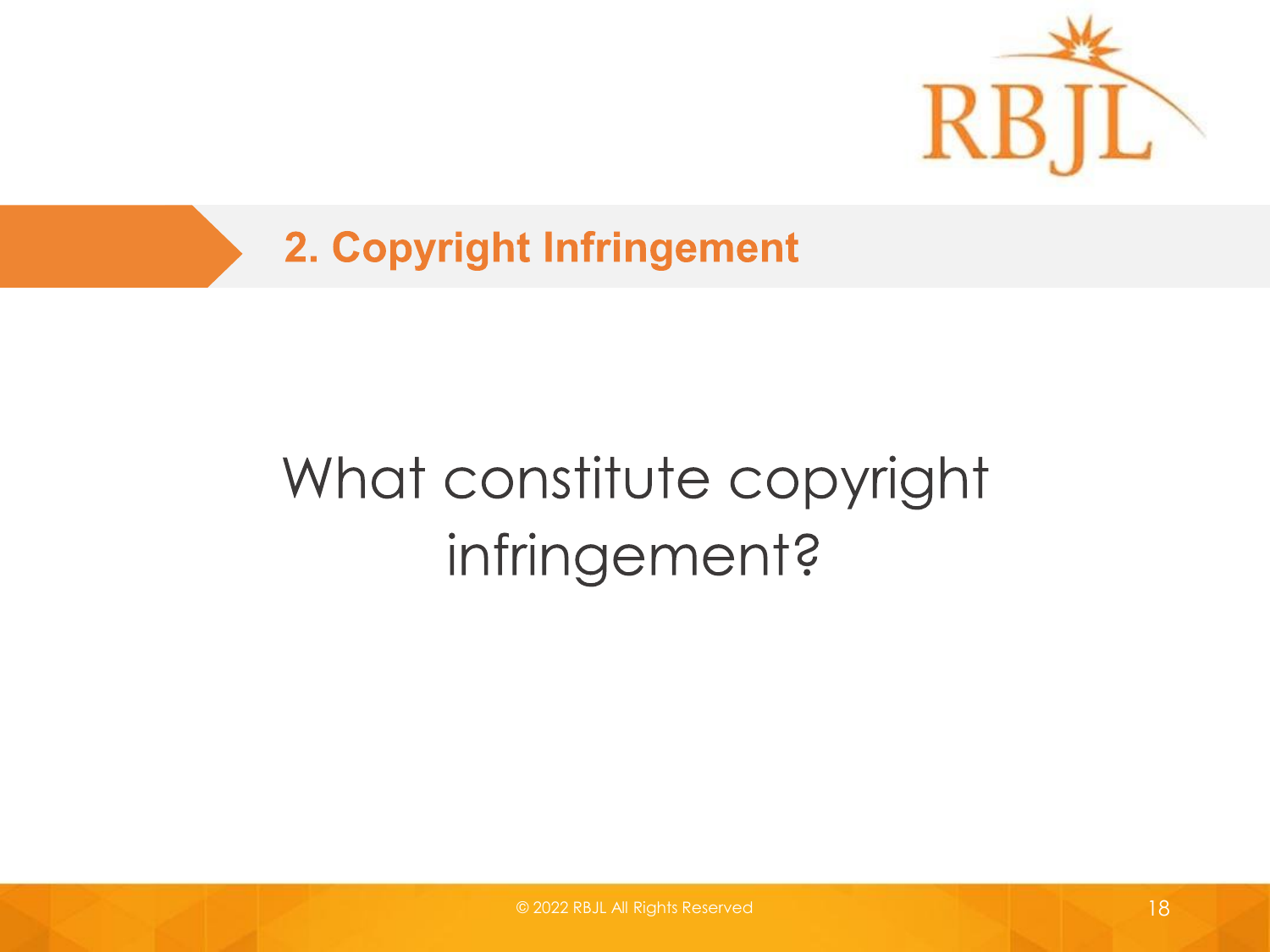## 2. Copyright Infringement

What constitute copyright infringement?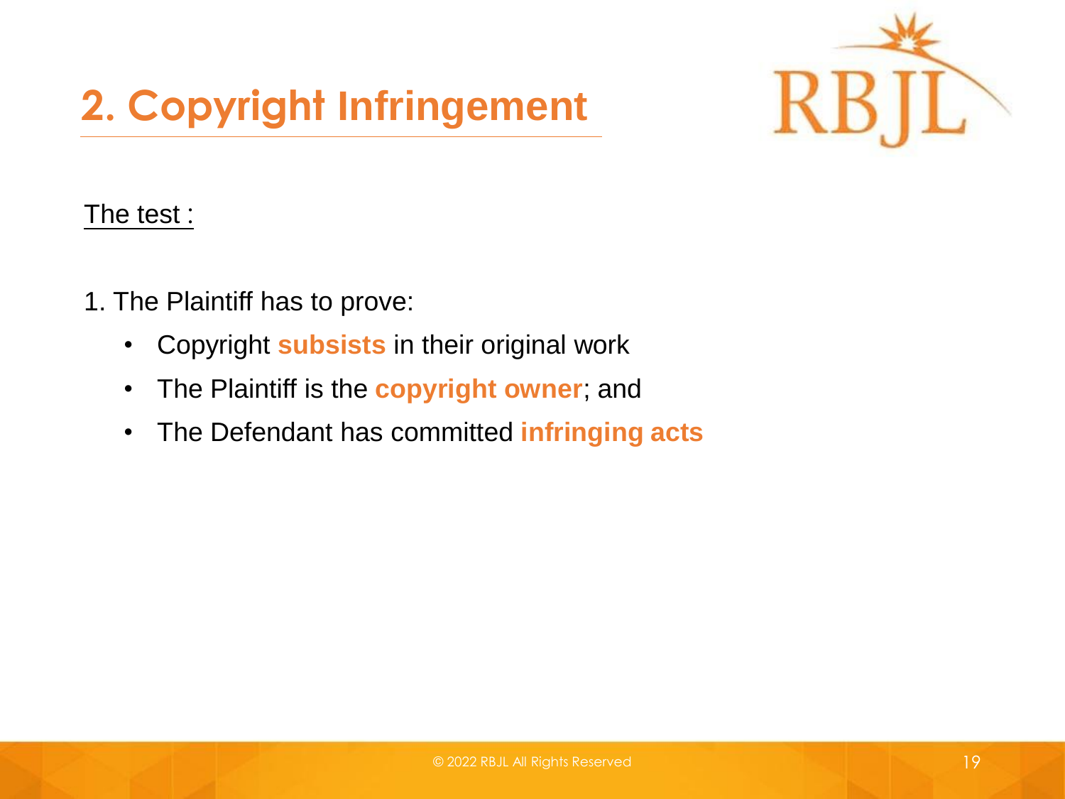# 2. Copyright Infringement

The test :

1. The Plaintiff has to prove:
   - Copyright **subsists** in their original work
   - The Plaintiff is the **copyright owner**; and
   - The Defendant has committed **infringing acts**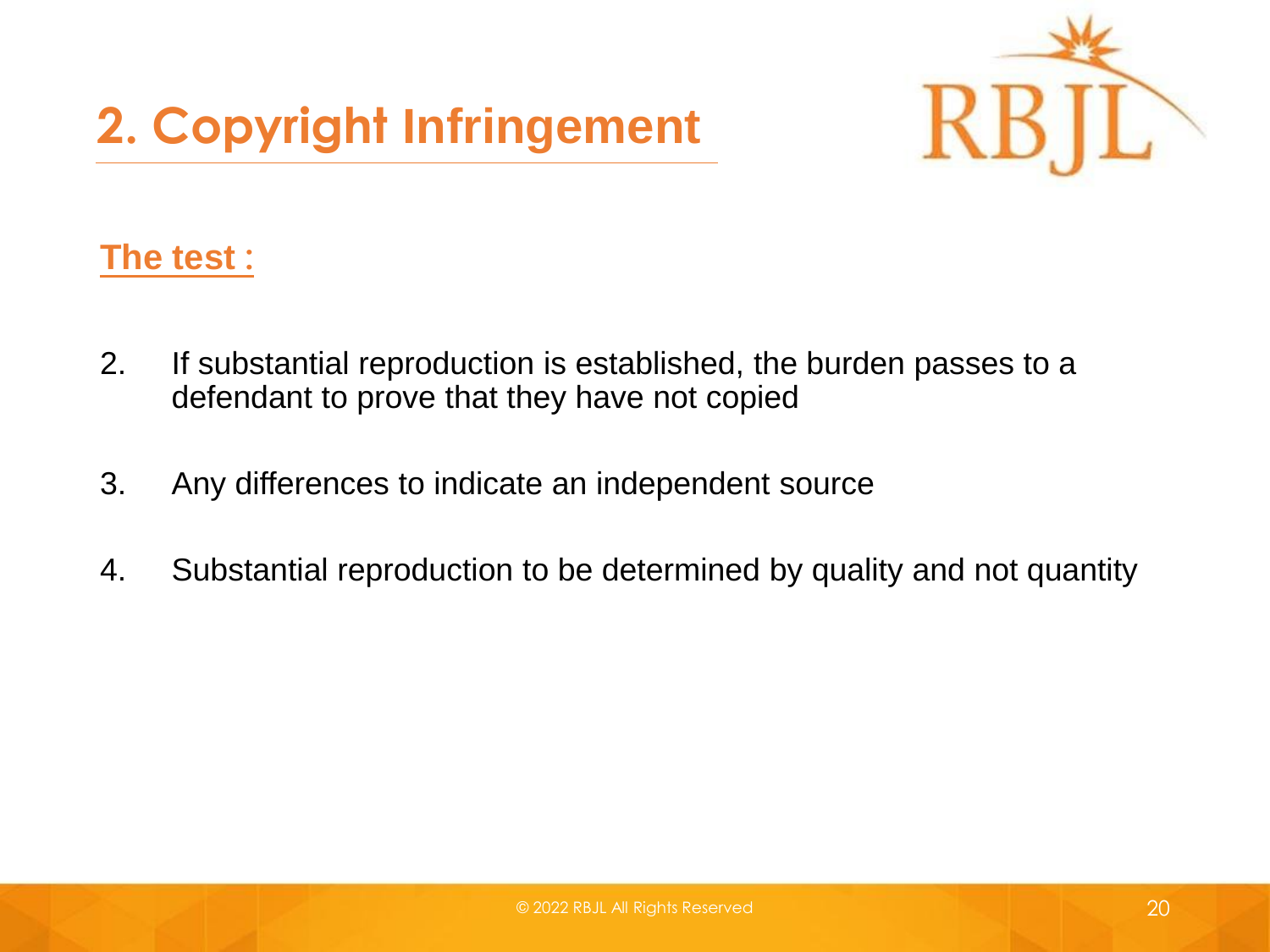# 2. Copyright Infringement

**The test :**

2. If substantial reproduction is established, the burden passes to a defendant to prove that they have not copied

3. Any differences to indicate an independent source

4. Substantial reproduction to be determined by quality and not quantity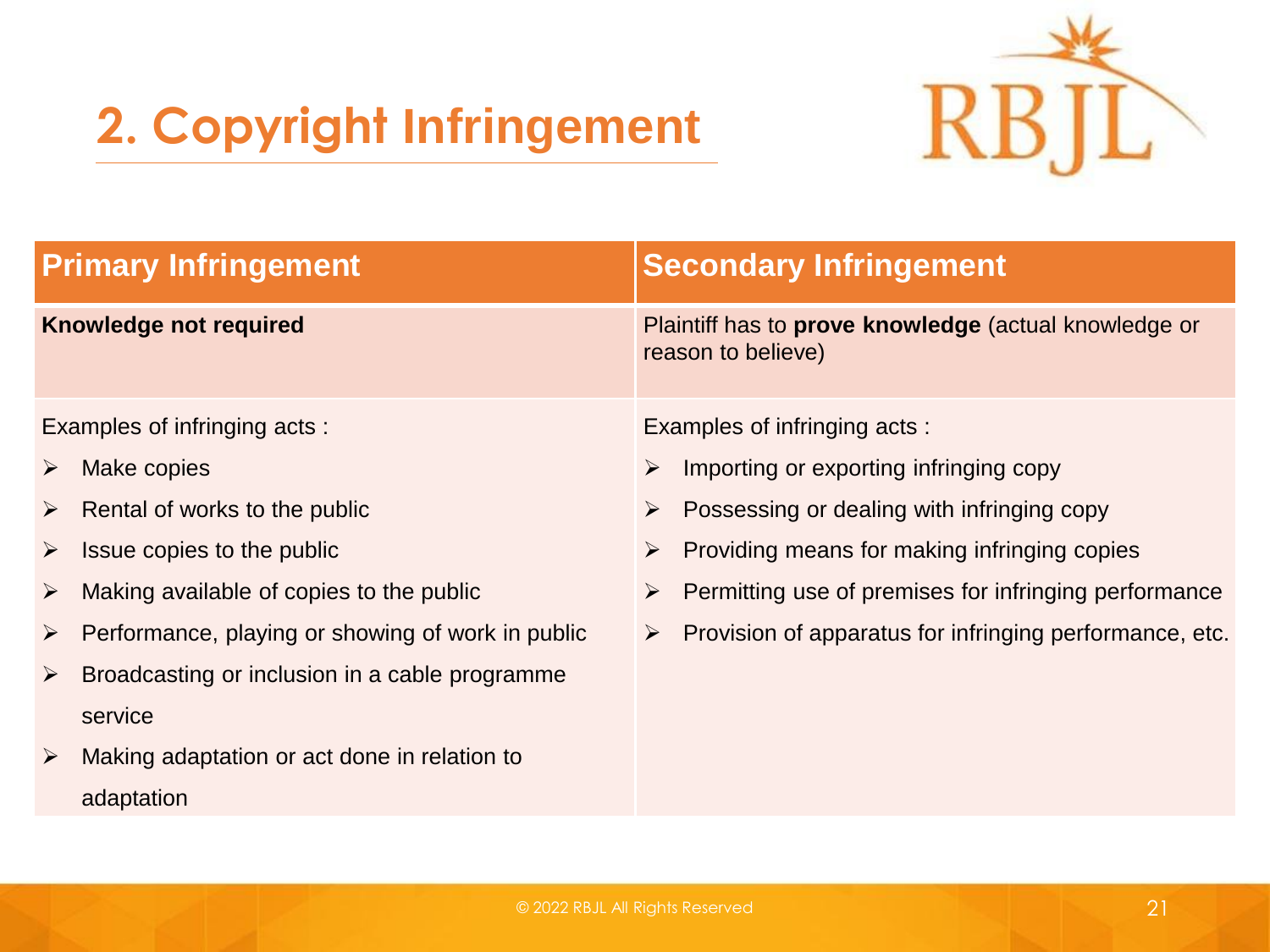# 2. Copyright Infringement

| Primary Infringement | Secondary Infringement |
|---|---|
| **Knowledge not required** | Plaintiff has to **prove knowledge** (actual knowledge or reason to believe) |
| Examples of infringing acts :<br>➢ Make copies<br>➢ Rental of works to the public<br>➢ Issue copies to the public<br>➢ Making available of copies to the public<br>➢ Performance, playing or showing of work in public<br>➢ Broadcasting or inclusion in a cable programme service<br>➢ Making adaptation or act done in relation to adaptation | Examples of infringing acts :<br>➢ Importing or exporting infringing copy<br>➢ Possessing or dealing with infringing copy<br>➢ Providing means for making infringing copies<br>➢ Permitting use of premises for infringing performance<br>➢ Provision of apparatus for infringing performance, etc. |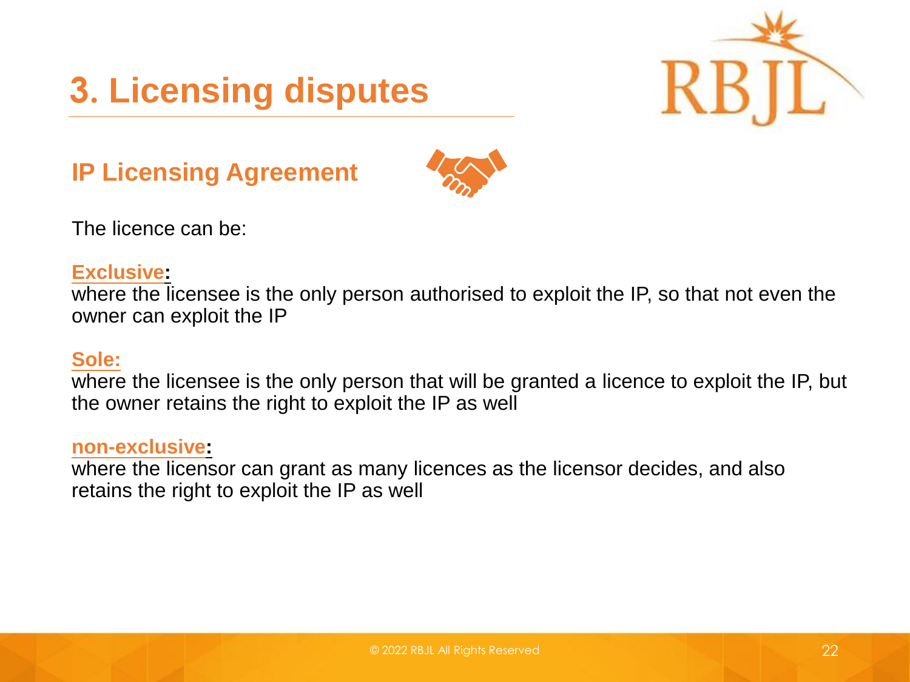# 3. Licensing disputes

## IP Licensing Agreement

The licence can be:

**Exclusive:**
where the licensee is the only person authorised to exploit the IP, so that not even the owner can exploit the IP

**Sole:**
where the licensee is the only person that will be granted a licence to exploit the IP, but the owner retains the right to exploit the IP as well

**non-exclusive:**
where the licensor can grant as many licences as the licensor decides, and also retains the right to exploit the IP as well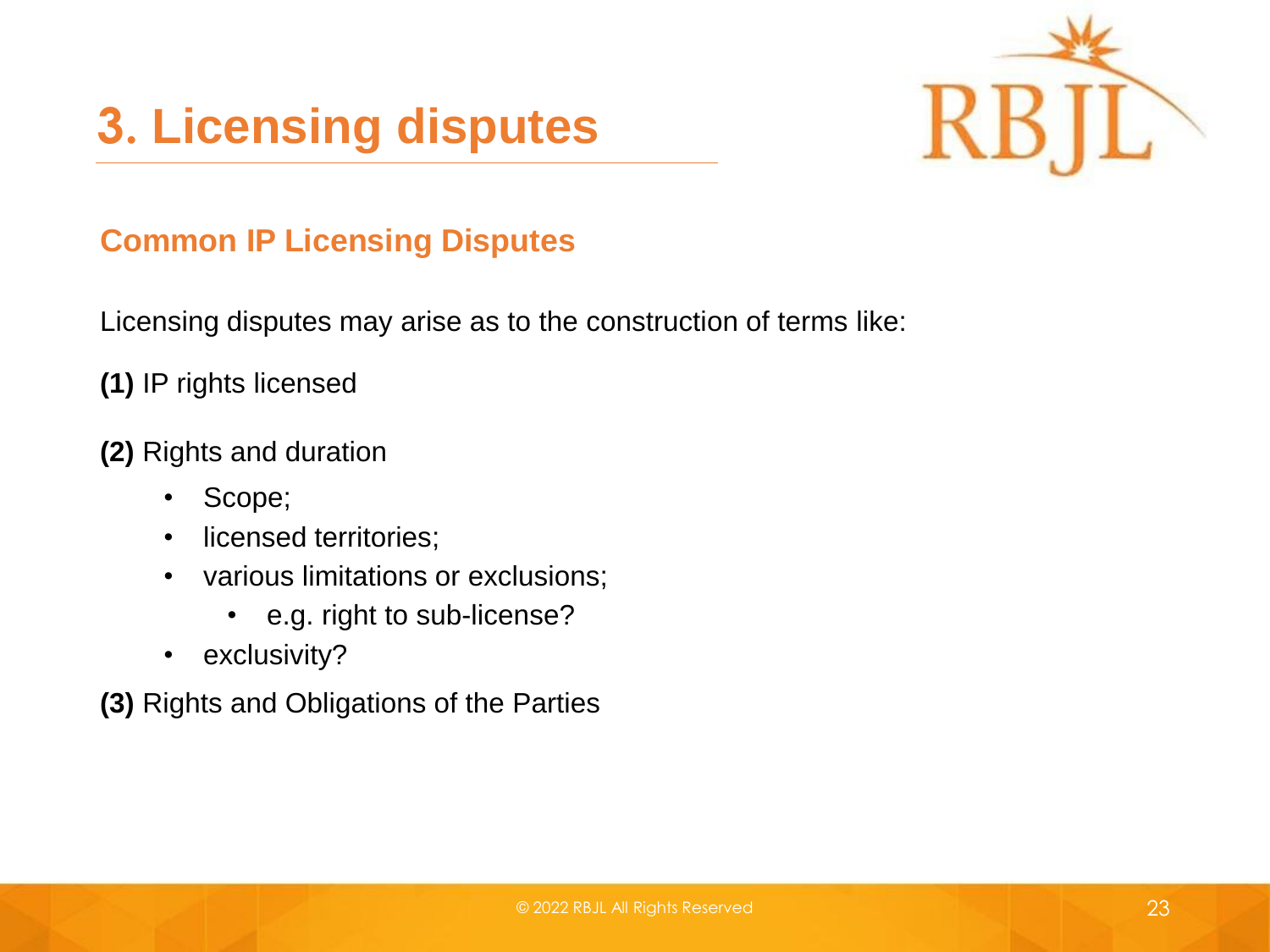# 3. Licensing disputes

## Common IP Licensing Disputes

Licensing disputes may arise as to the construction of terms like:

**(1)** IP rights licensed

**(2)** Rights and duration

- Scope;
- licensed territories;
- various limitations or exclusions;
  - e.g. right to sub-license?
- exclusivity?

**(3)** Rights and Obligations of the Parties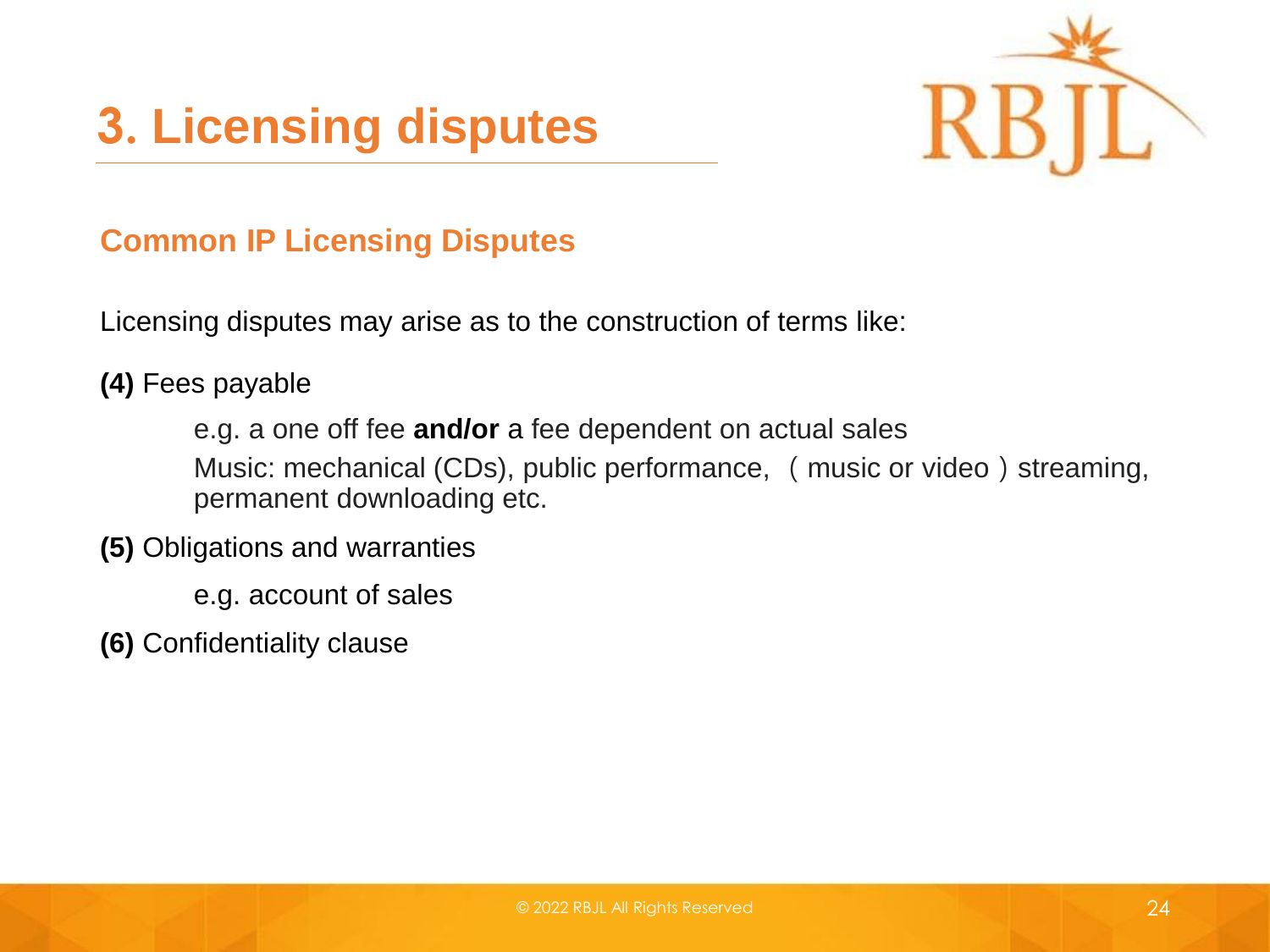# 3. Licensing disputes

## Common IP Licensing Disputes

Licensing disputes may arise as to the construction of terms like:

**(4)** Fees payable

e.g. a one off fee **and/or** a fee dependent on actual sales

Music: mechanical (CDs), public performance, （music or video）streaming, permanent downloading etc.

**(5)** Obligations and warranties

e.g. account of sales

**(6)** Confidentiality clause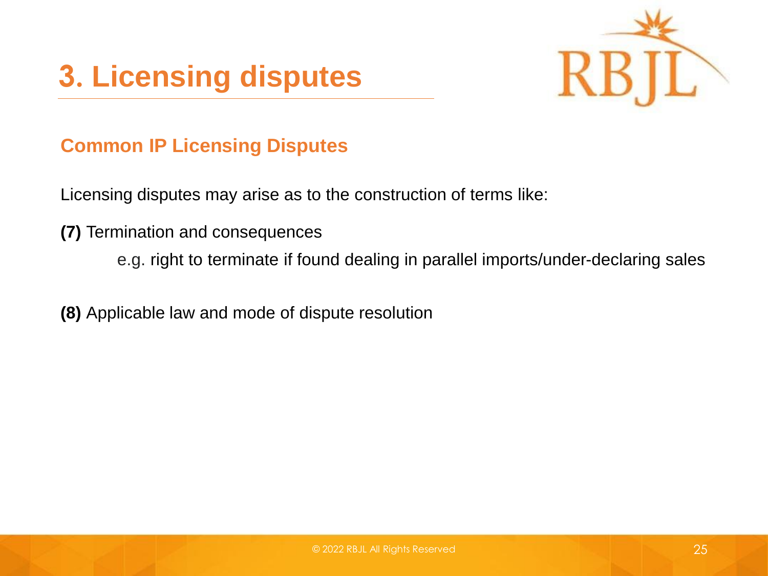# 3. Licensing disputes

## Common IP Licensing Disputes

Licensing disputes may arise as to the construction of terms like:

**(7)** Termination and consequences

e.g. right to terminate if found dealing in parallel imports/under-declaring sales

**(8)** Applicable law and mode of dispute resolution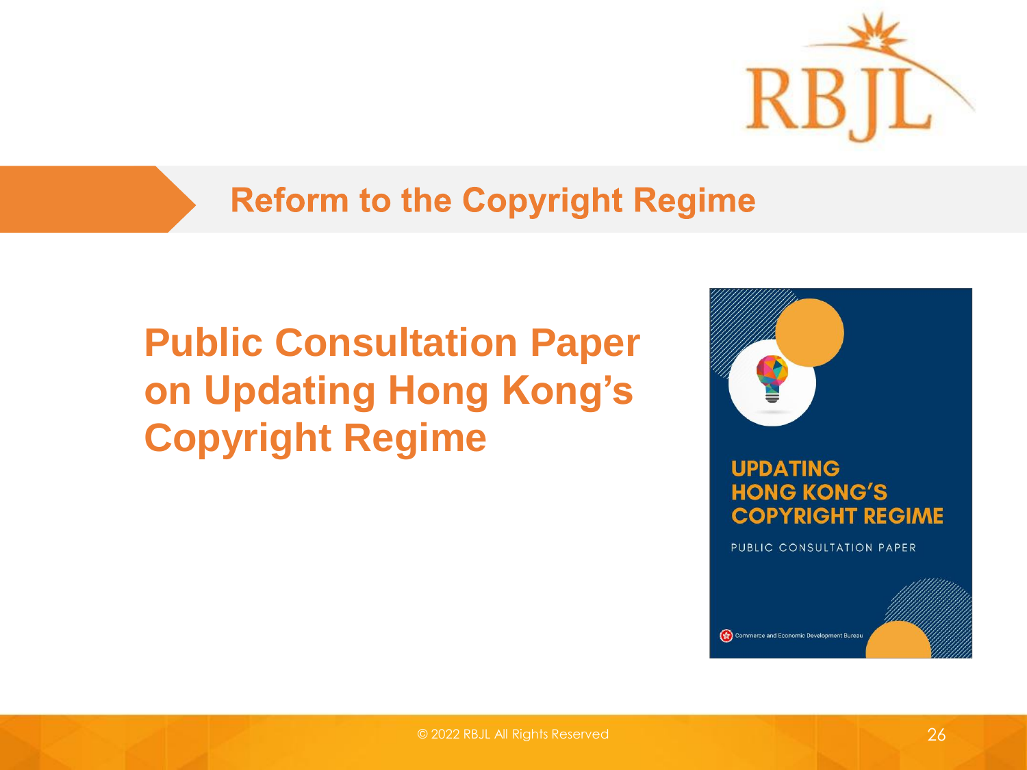## Reform to the Copyright Regime

# Public Consultation Paper on Updating Hong Kong's Copyright Regime

UPDATING HONG KONG'S COPYRIGHT REGIME

PUBLIC CONSULTATION PAPER

Commerce and Economic Development Bureau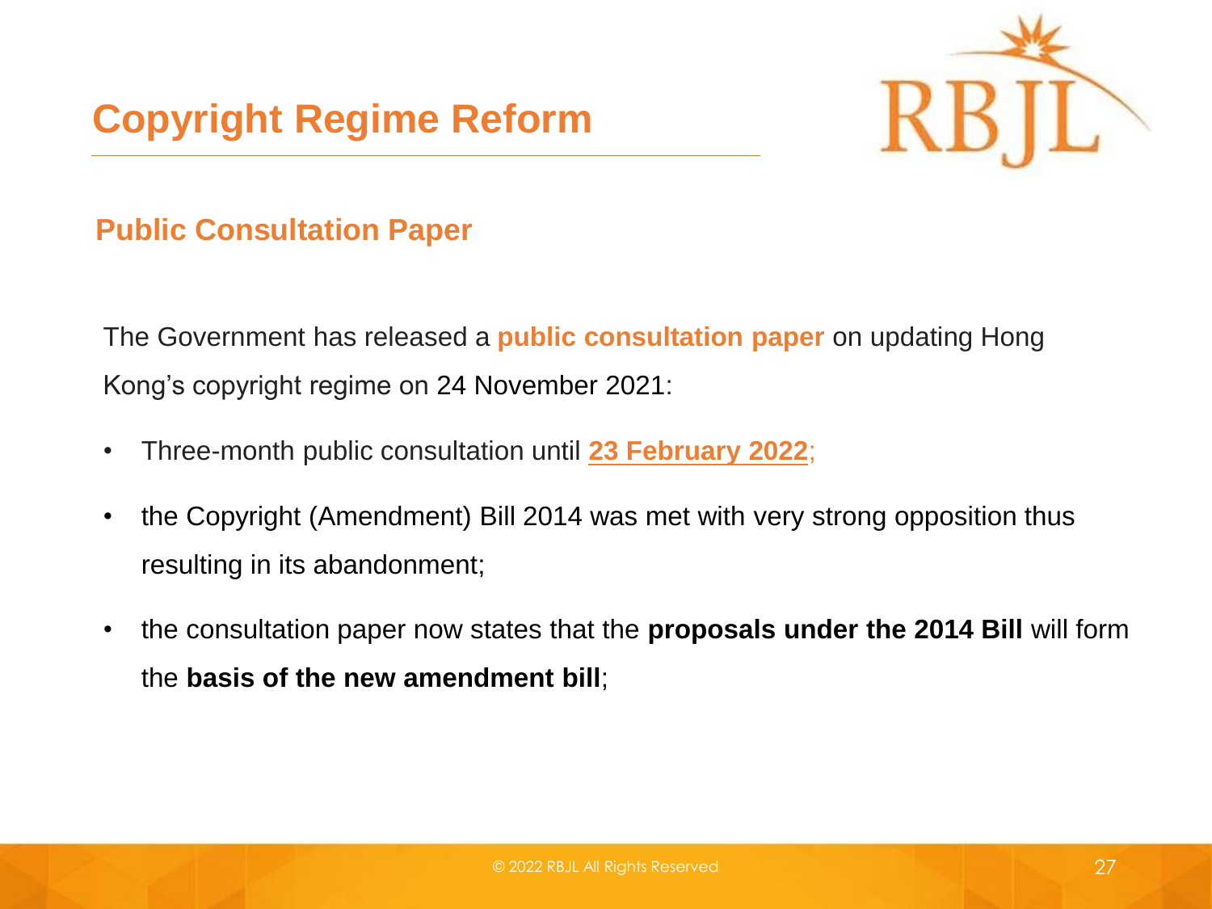# Copyright Regime Reform

## Public Consultation Paper

The Government has released a **public consultation paper** on updating Hong Kong's copyright regime on 24 November 2021:

- Three-month public consultation until **23 February 2022**;
- the Copyright (Amendment) Bill 2014 was met with very strong opposition thus resulting in its abandonment;
- the consultation paper now states that the **proposals under the 2014 Bill** will form the **basis of the new amendment bill**;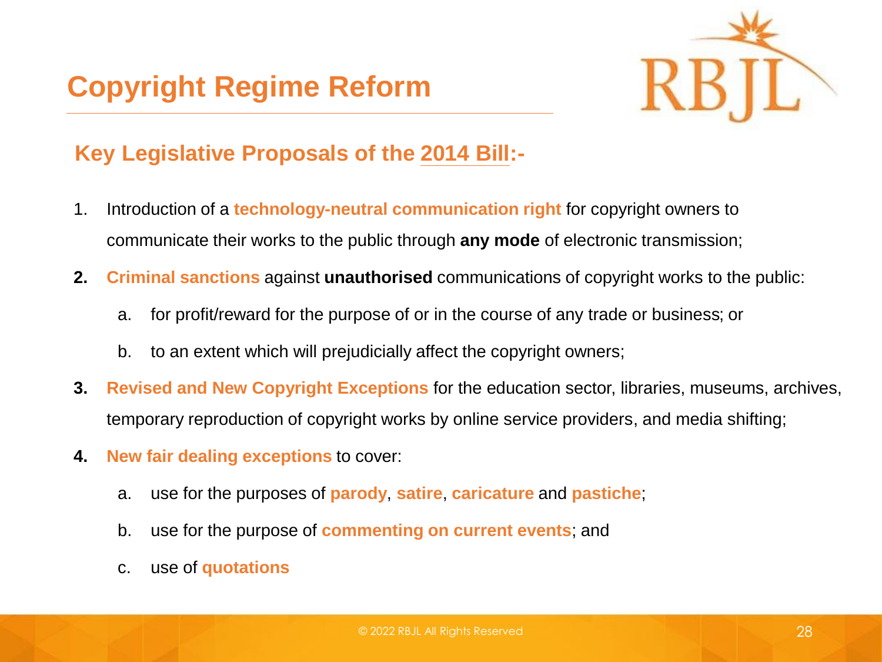# Copyright Regime Reform

## Key Legislative Proposals of the 2014 Bill:-

1. Introduction of a **technology-neutral communication right** for copyright owners to communicate their works to the public through **any mode** of electronic transmission;
2. **Criminal sanctions** against **unauthorised** communications of copyright works to the public:
   a. for profit/reward for the purpose of or in the course of any trade or business; or
   b. to an extent which will prejudicially affect the copyright owners;
3. **Revised and New Copyright Exceptions** for the education sector, libraries, museums, archives, temporary reproduction of copyright works by online service providers, and media shifting;
4. **New fair dealing exceptions** to cover:
   a. use for the purposes of **parody**, **satire**, **caricature** and **pastiche**;
   b. use for the purpose of **commenting on current events**; and
   c. use of **quotations**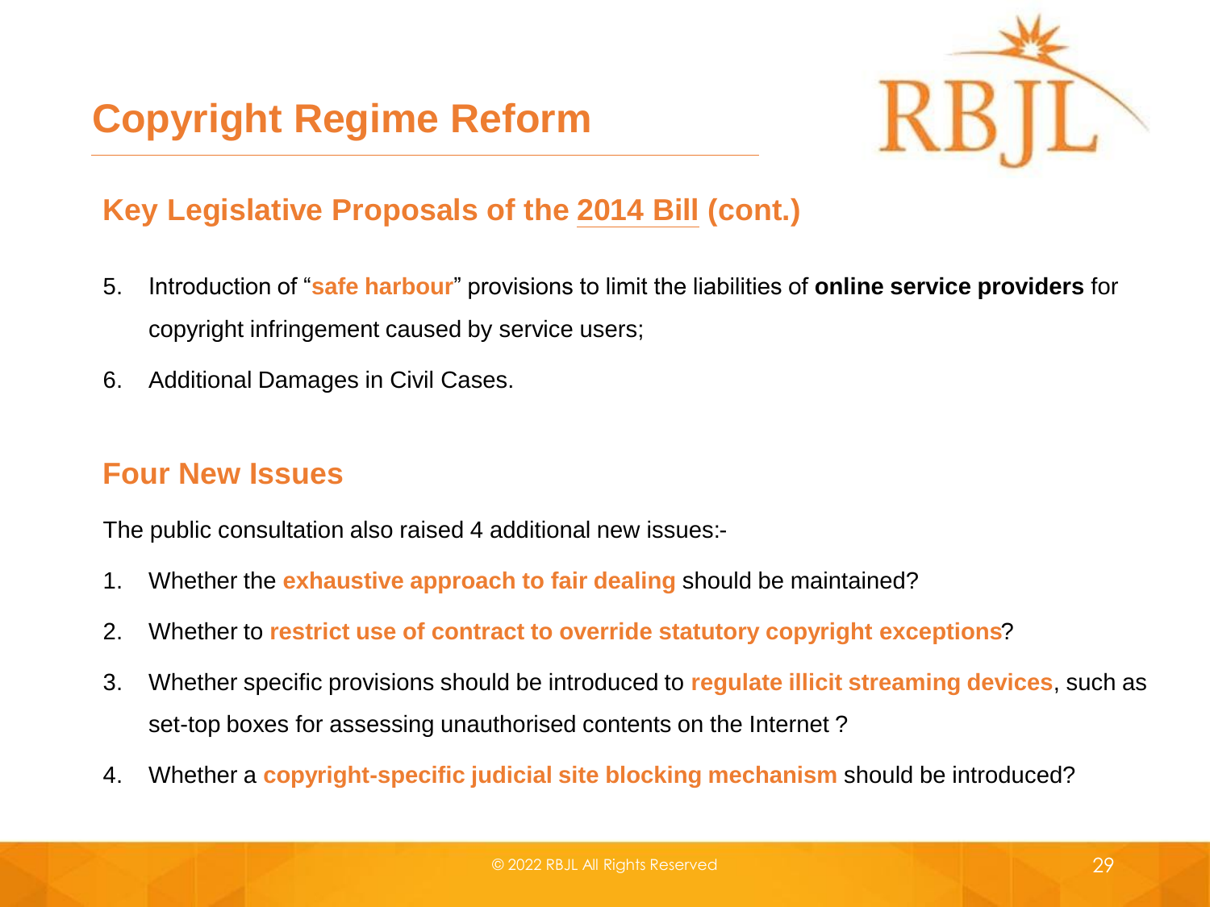# Copyright Regime Reform

## Key Legislative Proposals of the 2014 Bill (cont.)

5. Introduction of "**safe harbour**" provisions to limit the liabilities of **online service providers** for copyright infringement caused by service users;
6. Additional Damages in Civil Cases.

## Four New Issues

The public consultation also raised 4 additional new issues:-

1. Whether the **exhaustive approach to fair dealing** should be maintained?
2. Whether to **restrict use of contract to override statutory copyright exceptions**?
3. Whether specific provisions should be introduced to **regulate illicit streaming devices**, such as set-top boxes for assessing unauthorised contents on the Internet ?
4. Whether a **copyright-specific judicial site blocking mechanism** should be introduced?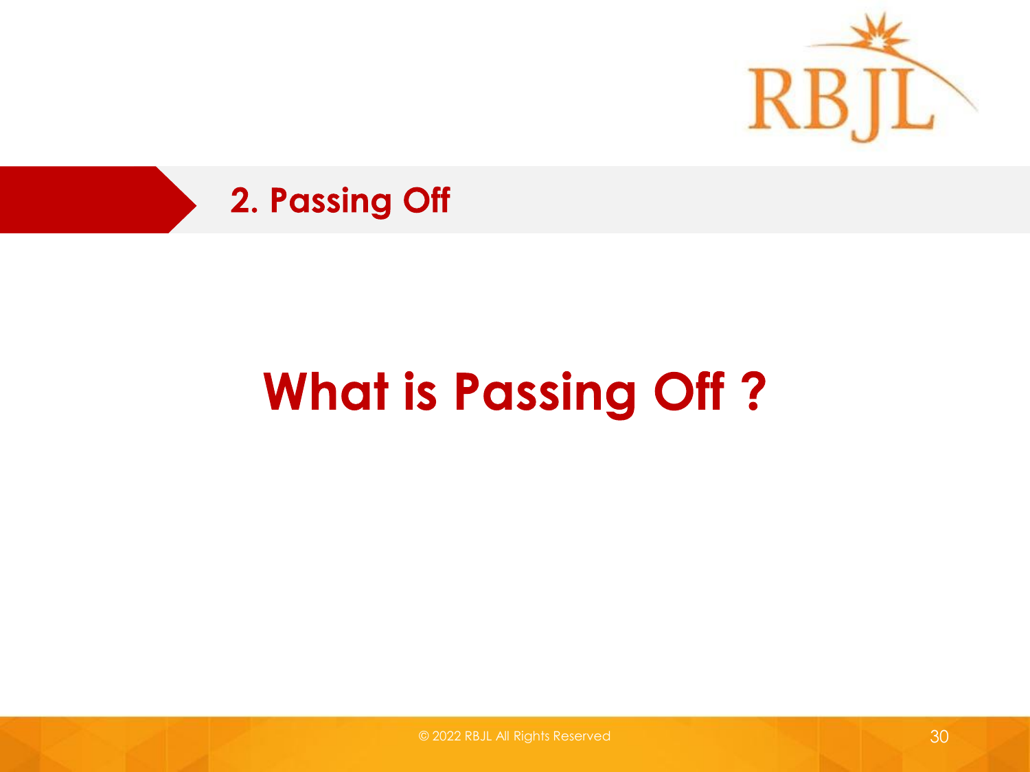## 2. Passing Off

# What is Passing Off ?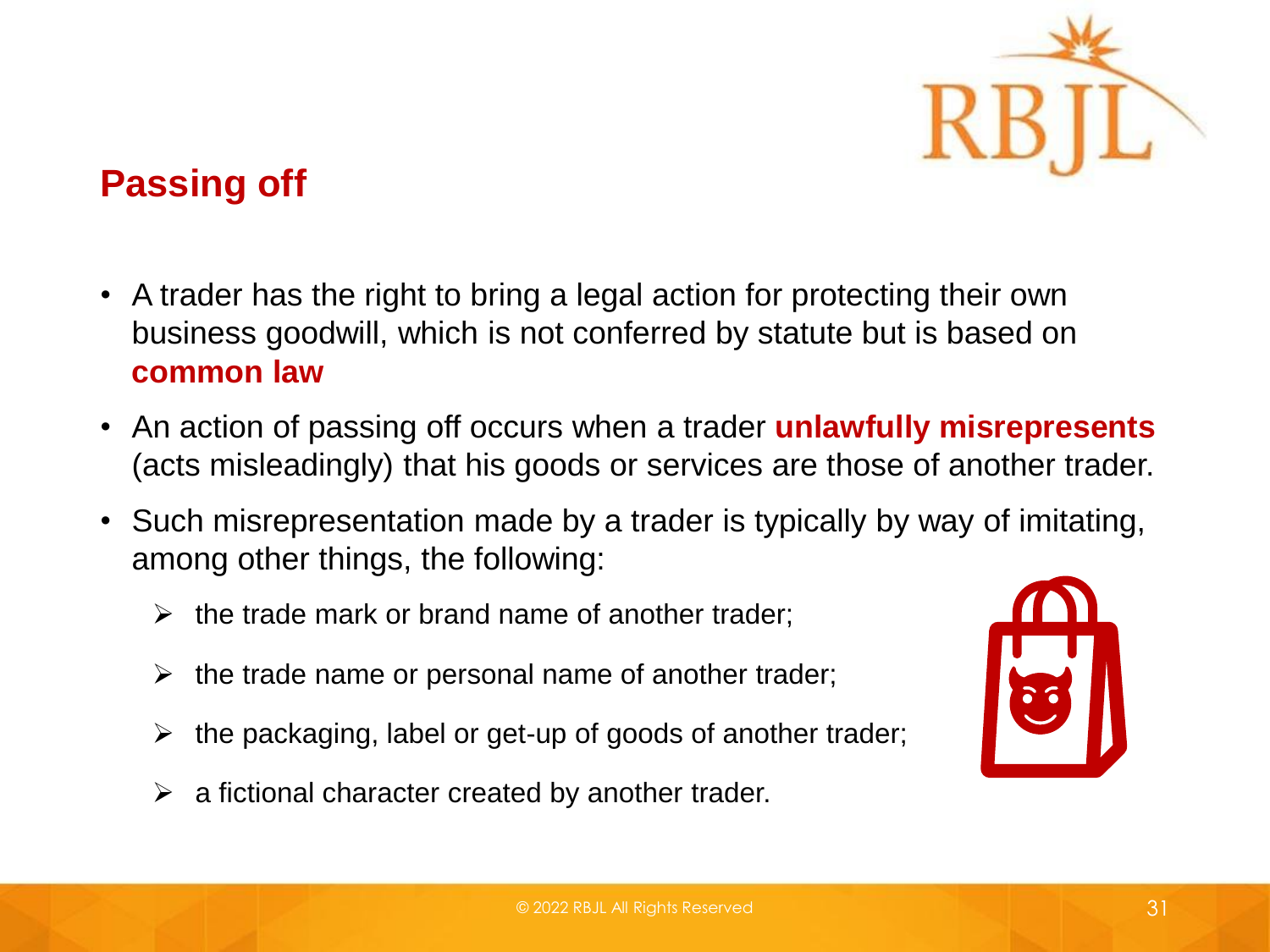## Passing off

- A trader has the right to bring a legal action for protecting their own business goodwill, which is not conferred by statute but is based on **common law**
- An action of passing off occurs when a trader **unlawfully misrepresents** (acts misleadingly) that his goods or services are those of another trader.
- Such misrepresentation made by a trader is typically by way of imitating, among other things, the following:
  - the trade mark or brand name of another trader;
  - the trade name or personal name of another trader;
  - the packaging, label or get-up of goods of another trader;
  - a fictional character created by another trader.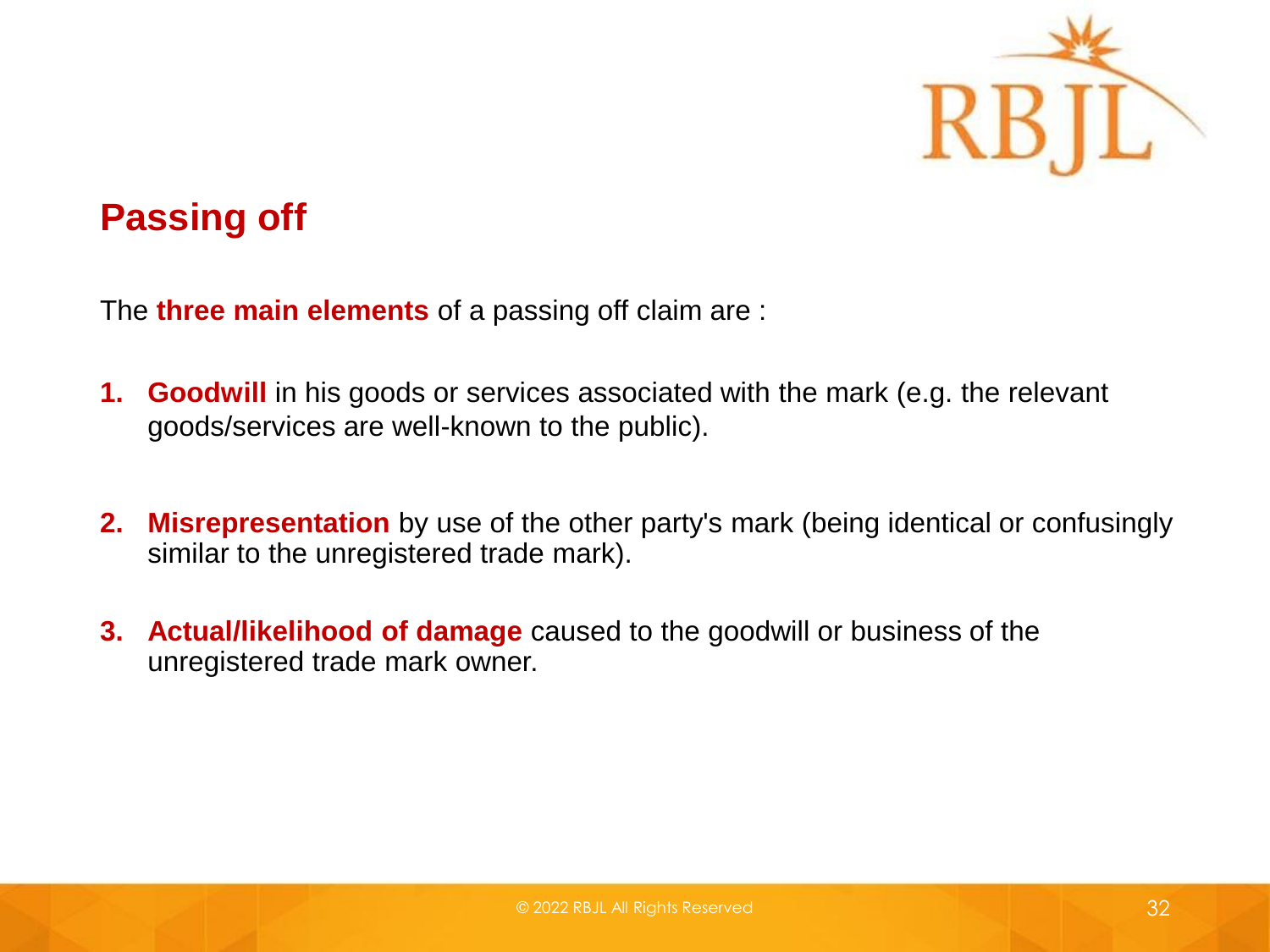## Passing off

The **three main elements** of a passing off claim are :

1. **Goodwill** in his goods or services associated with the mark (e.g. the relevant goods/services are well-known to the public).

2. **Misrepresentation** by use of the other party's mark (being identical or confusingly similar to the unregistered trade mark).

3. **Actual/likelihood of damage** caused to the goodwill or business of the unregistered trade mark owner.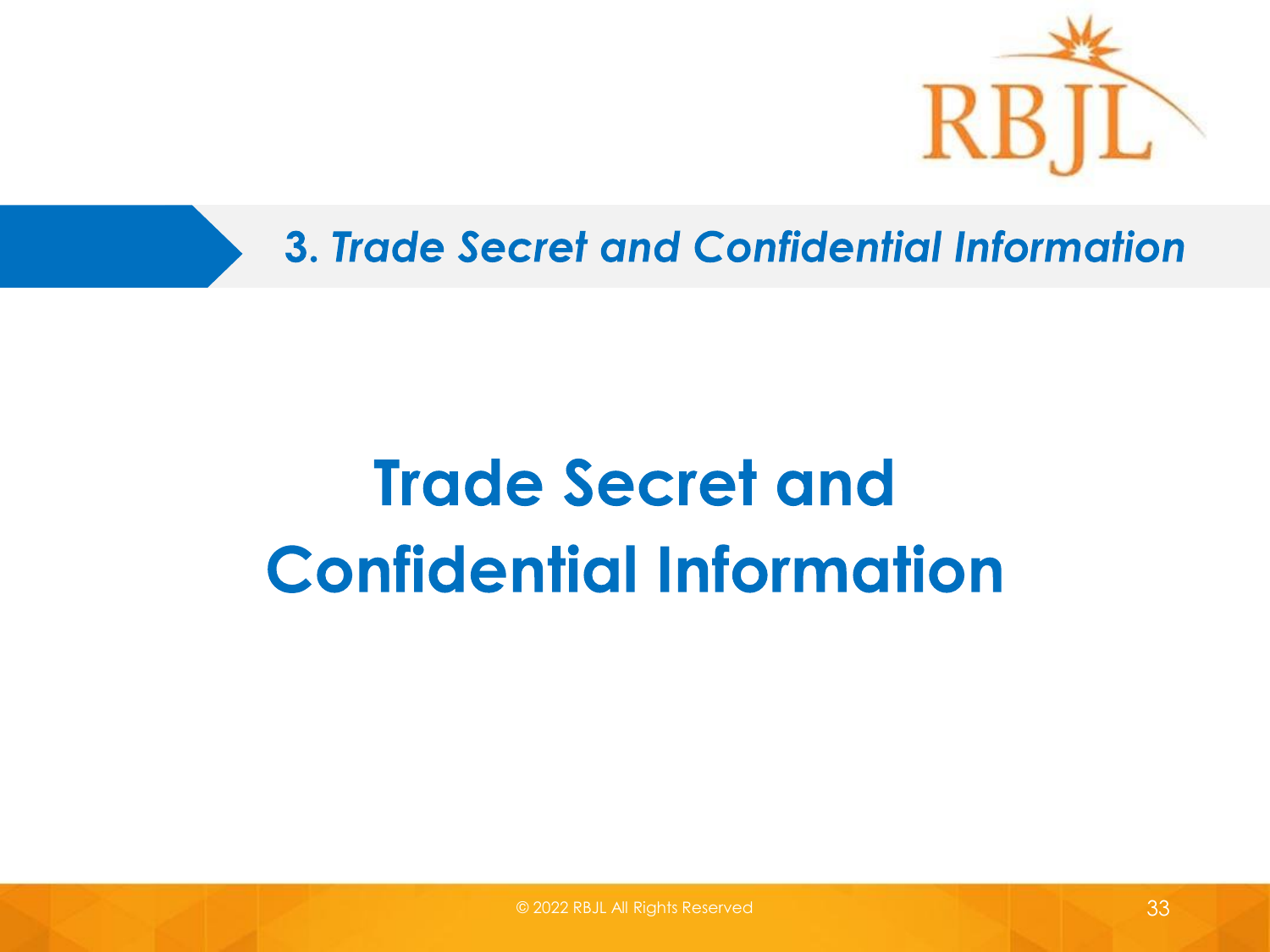## *3. Trade Secret and Confidential Information*

# Trade Secret and Confidential Information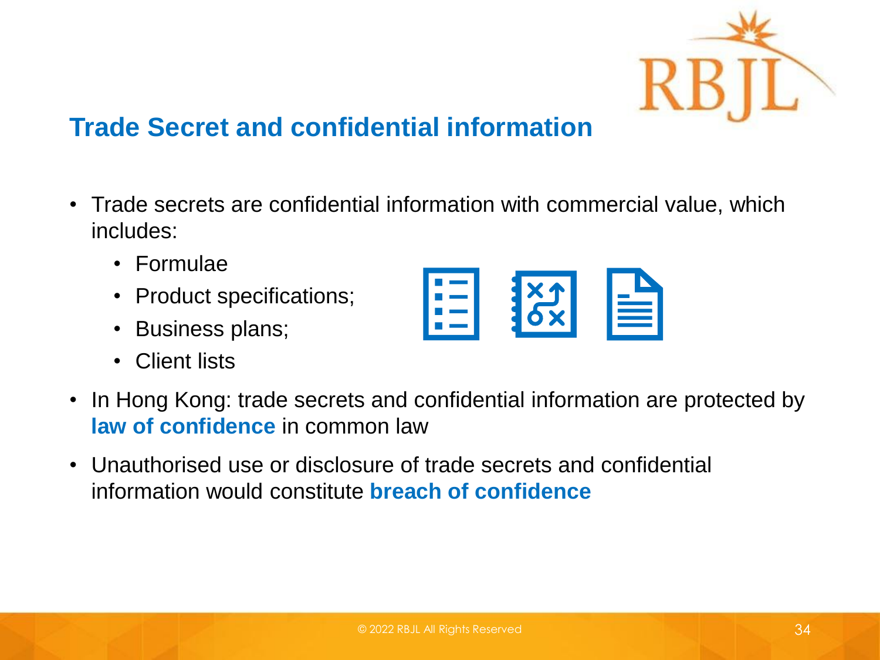## Trade Secret and confidential information

- Trade secrets are confidential information with commercial value, which includes:
  - Formulae
  - Product specifications;
  - Business plans;
  - Client lists
- In Hong Kong: trade secrets and confidential information are protected by **law of confidence** in common law
- Unauthorised use or disclosure of trade secrets and confidential information would constitute **breach of confidence**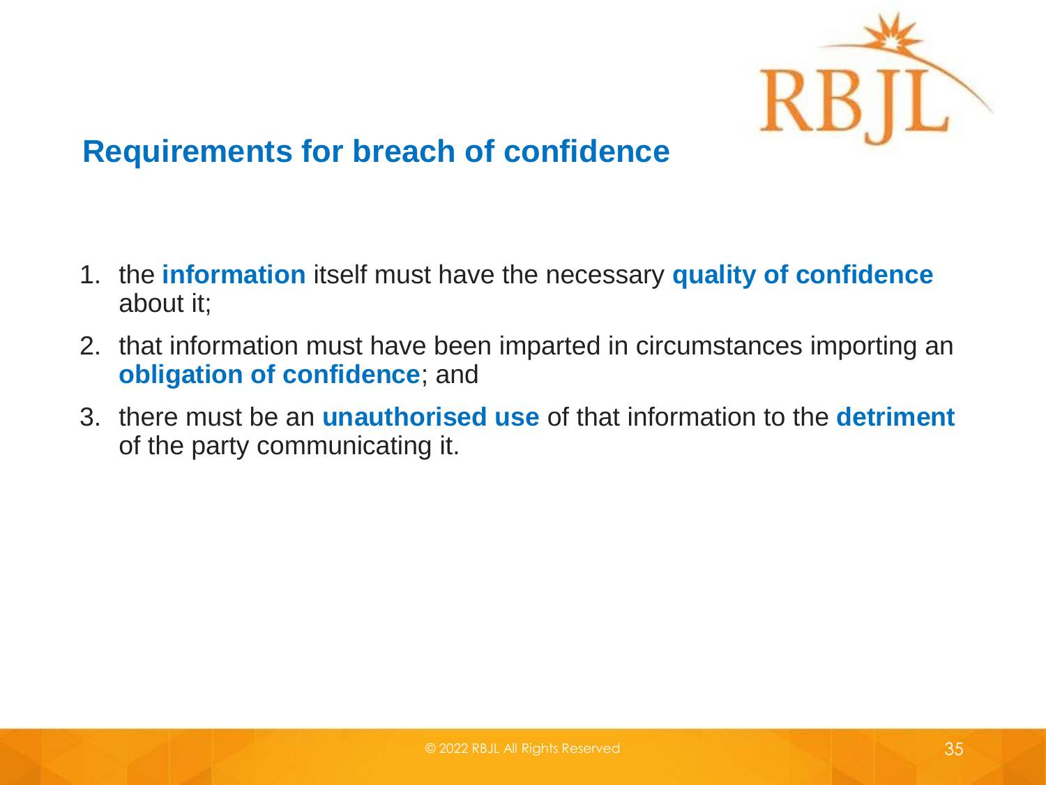## Requirements for breach of confidence

1. the **information** itself must have the necessary **quality of confidence** about it;
2. that information must have been imparted in circumstances importing an **obligation of confidence**; and
3. there must be an **unauthorised use** of that information to the **detriment** of the party communicating it.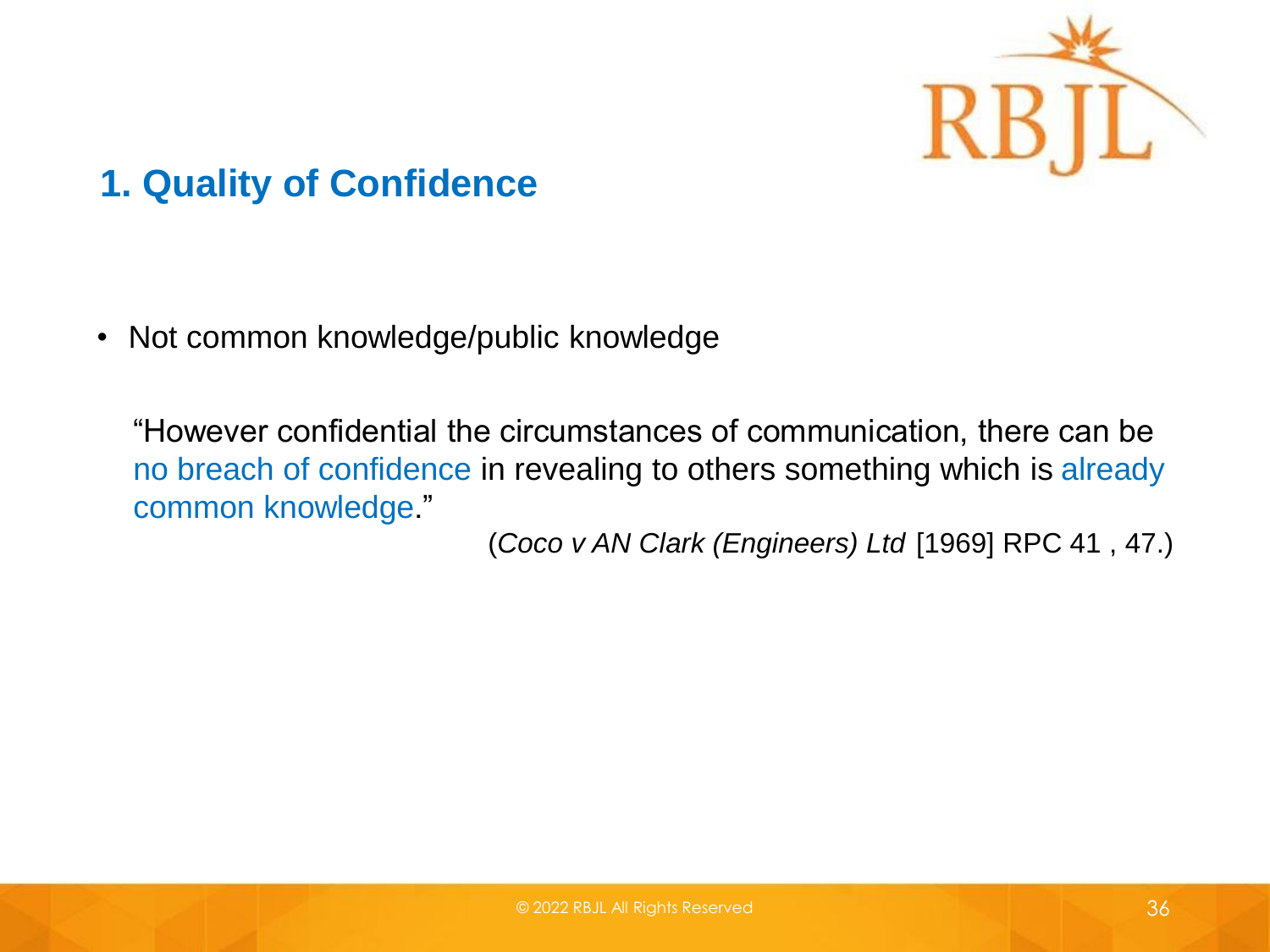## 1. Quality of Confidence

- Not common knowledge/public knowledge

"However confidential the circumstances of communication, there can be no breach of confidence in revealing to others something which is already common knowledge."

(*Coco v AN Clark (Engineers) Ltd* [1969] RPC 41 , 47.)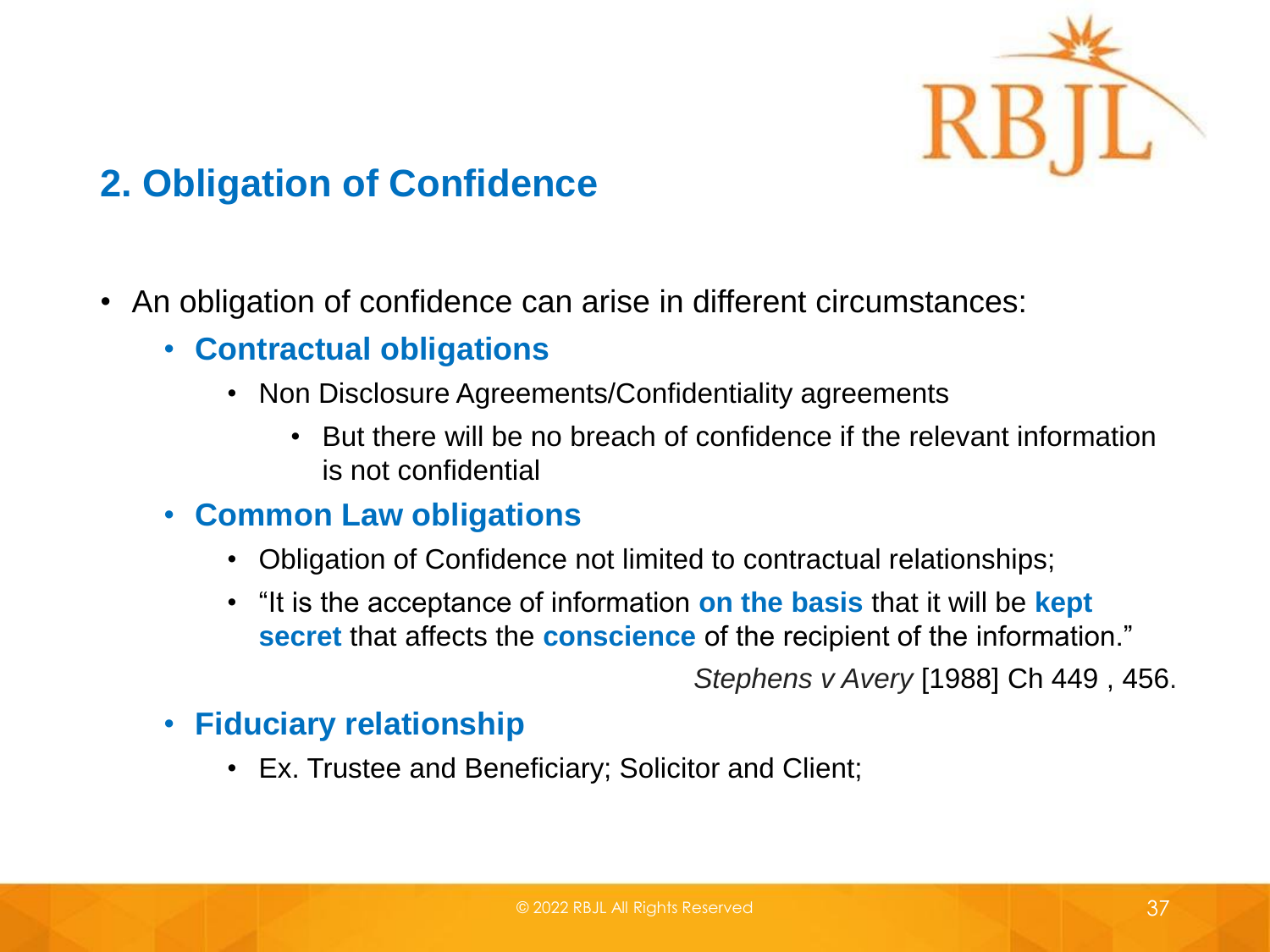## 2. Obligation of Confidence

- An obligation of confidence can arise in different circumstances:
  - **Contractual obligations**
    - Non Disclosure Agreements/Confidentiality agreements
      - But there will be no breach of confidence if the relevant information is not confidential
  - **Common Law obligations**
    - Obligation of Confidence not limited to contractual relationships;
    - "It is the acceptance of information **on the basis** that it will be **kept secret** that affects the **conscience** of the recipient of the information."

      *Stephens v Avery* [1988] Ch 449 , 456.
  - **Fiduciary relationship**
    - Ex. Trustee and Beneficiary; Solicitor and Client;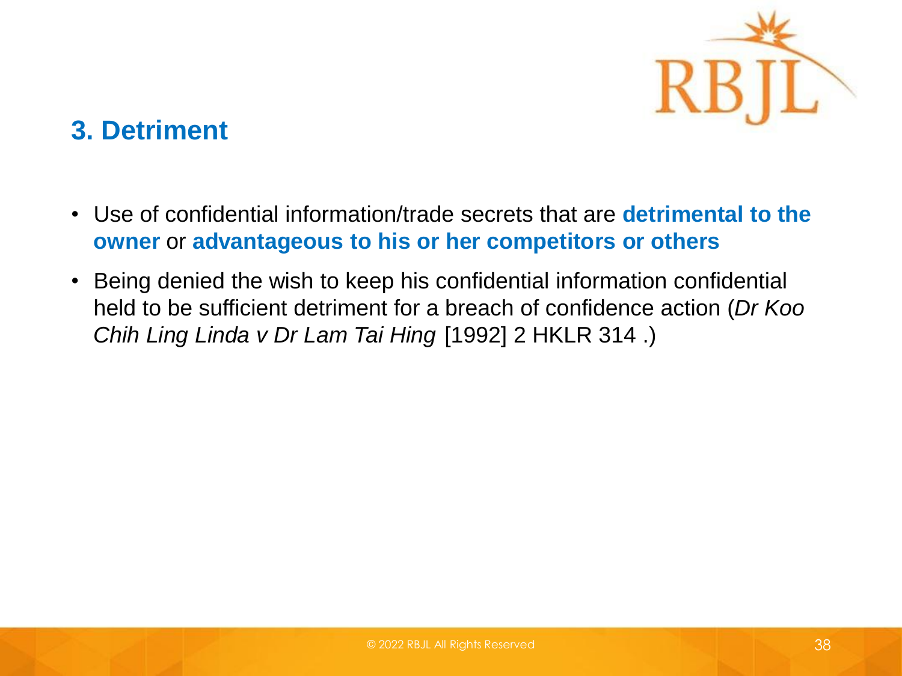## 3. Detriment

- Use of confidential information/trade secrets that are **detrimental to the owner** or **advantageous to his or her competitors or others**
- Being denied the wish to keep his confidential information confidential held to be sufficient detriment for a breach of confidence action (*Dr Koo Chih Ling Linda v Dr Lam Tai Hing* [1992] 2 HKLR 314 .)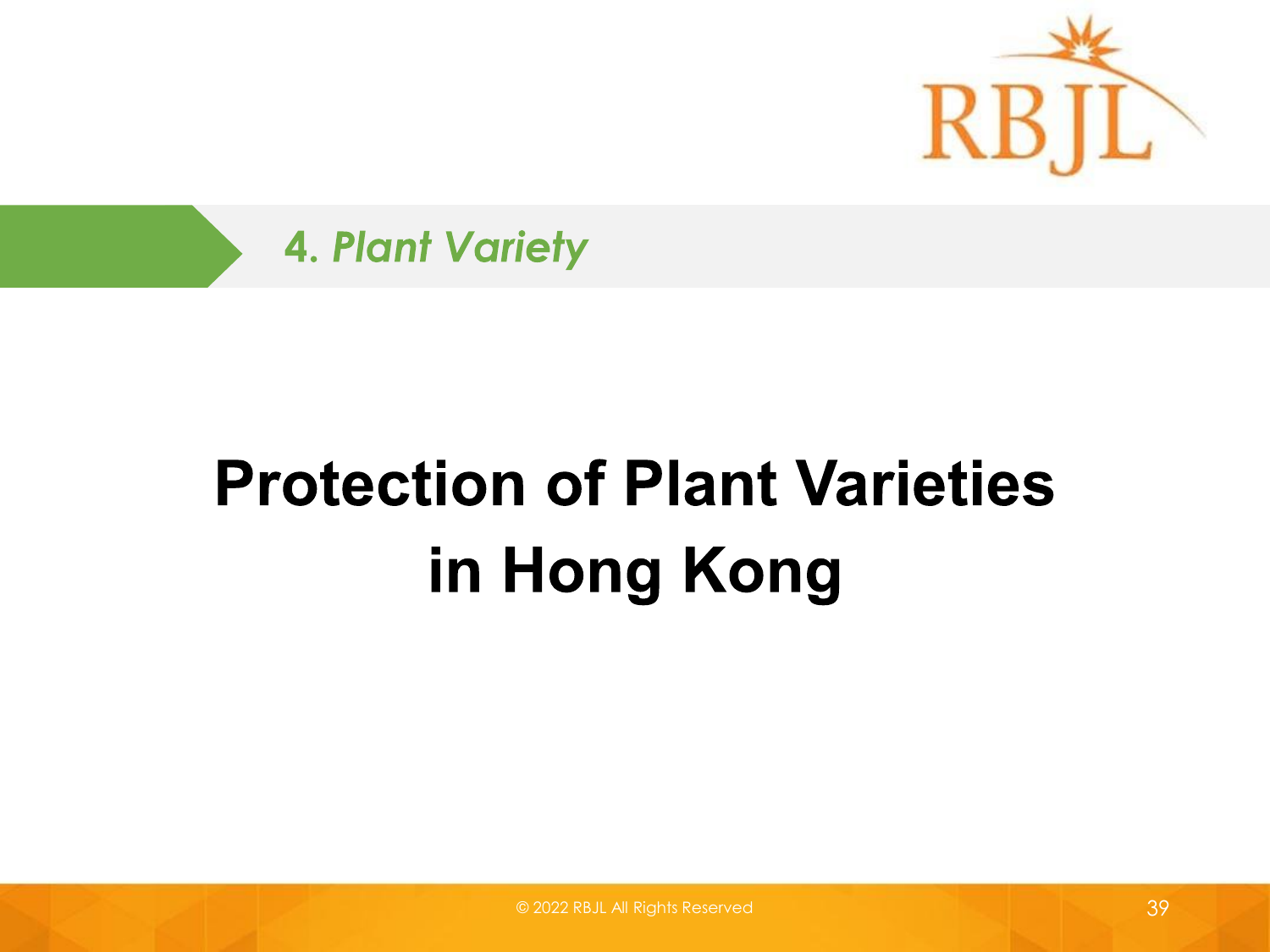*4. Plant Variety*

# Protection of Plant Varieties in Hong Kong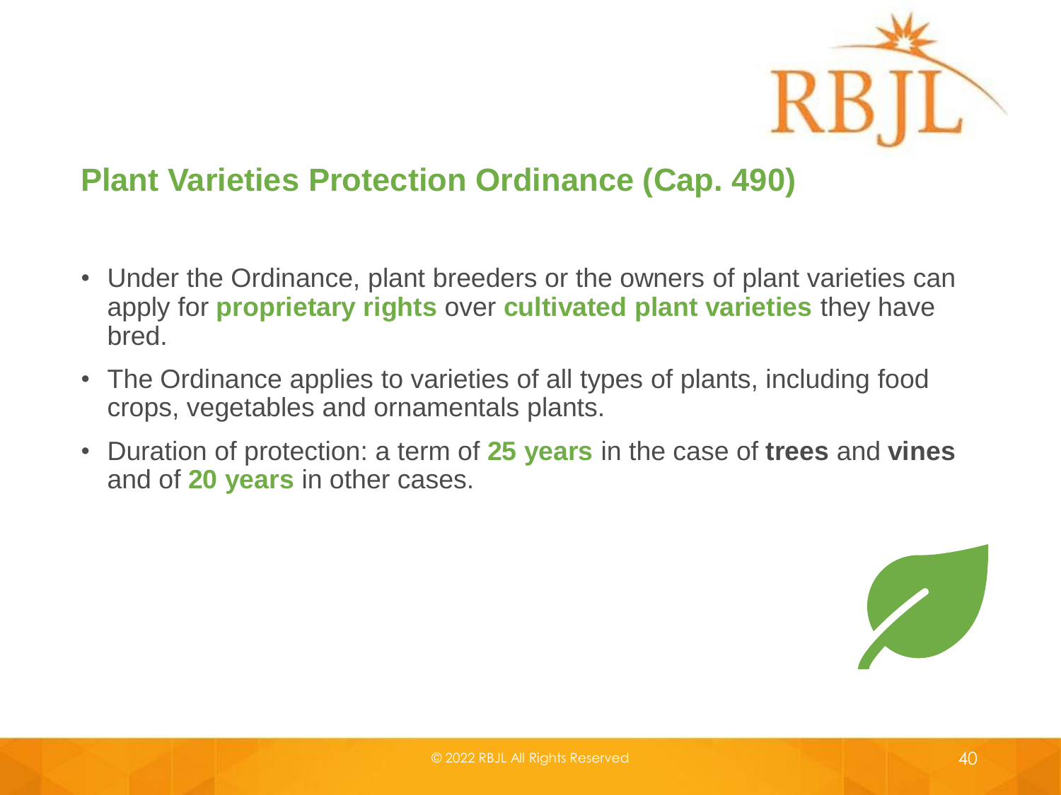## Plant Varieties Protection Ordinance (Cap. 490)

- Under the Ordinance, plant breeders or the owners of plant varieties can apply for **proprietary rights** over **cultivated plant varieties** they have bred.
- The Ordinance applies to varieties of all types of plants, including food crops, vegetables and ornamentals plants.
- Duration of protection: a term of **25 years** in the case of **trees** and **vines** and of **20 years** in other cases.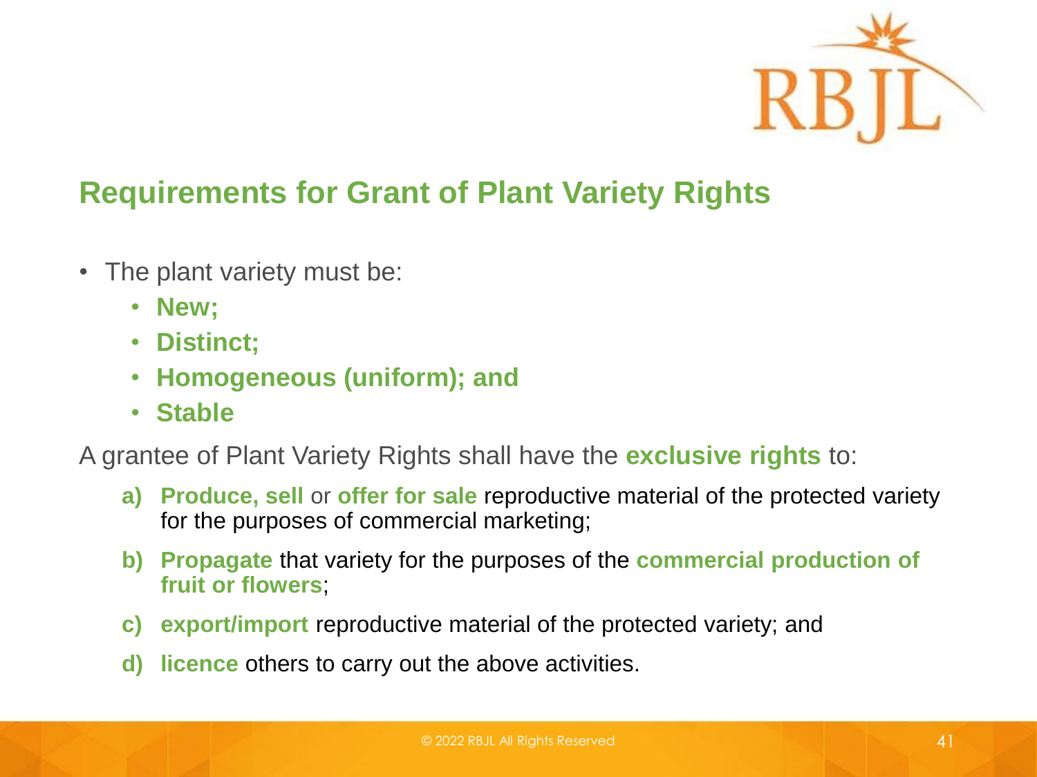## Requirements for Grant of Plant Variety Rights

- The plant variety must be:
  - **New;**
  - **Distinct;**
  - **Homogeneous (uniform); and**
  - **Stable**

A grantee of Plant Variety Rights shall have the **exclusive rights** to:

a) **Produce, sell** or **offer for sale** reproductive material of the protected variety for the purposes of commercial marketing;

b) **Propagate** that variety for the purposes of the **commercial production of fruit or flowers**;

c) **export/import** reproductive material of the protected variety; and

d) **licence** others to carry out the above activities.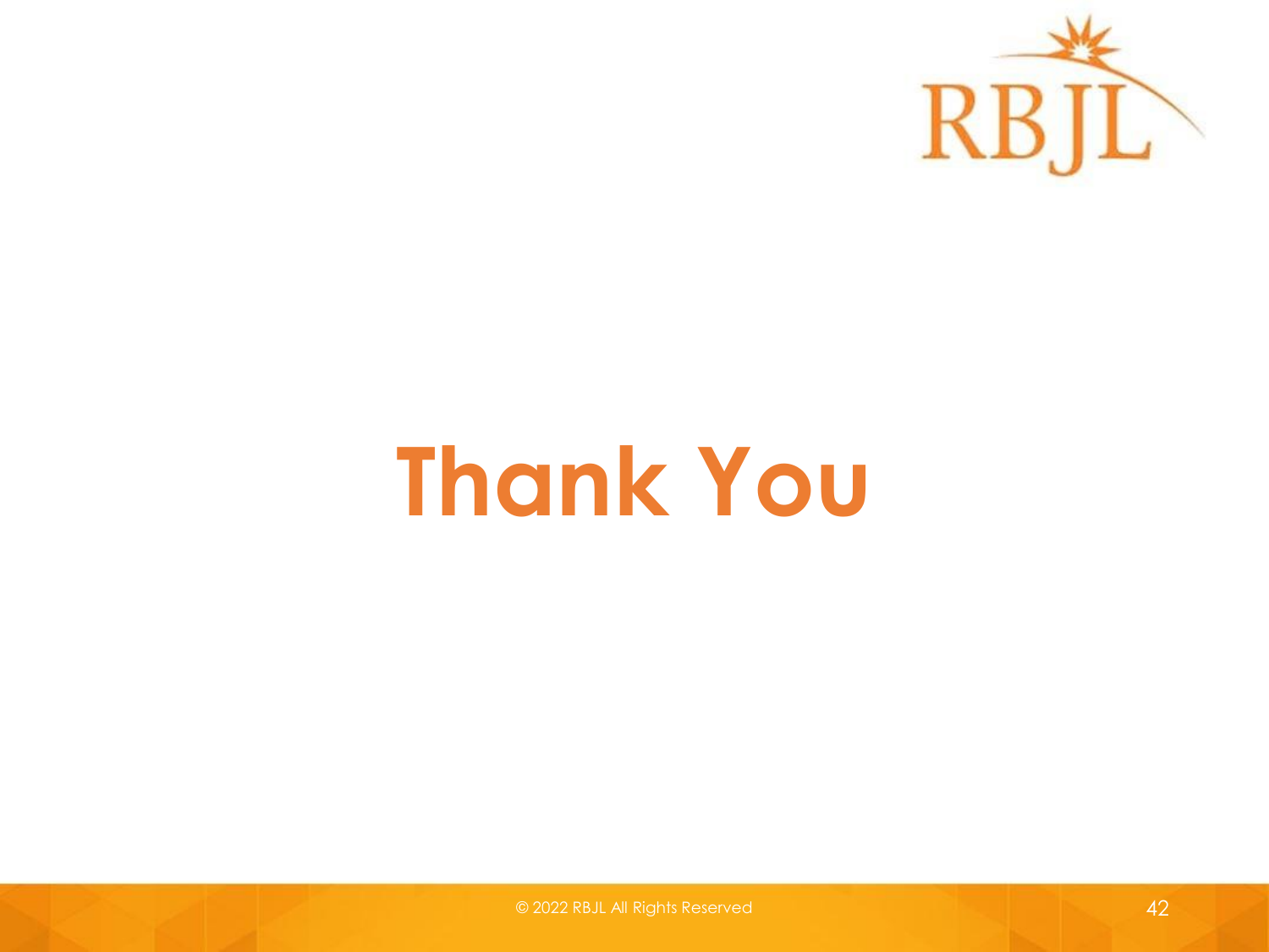# Thank You